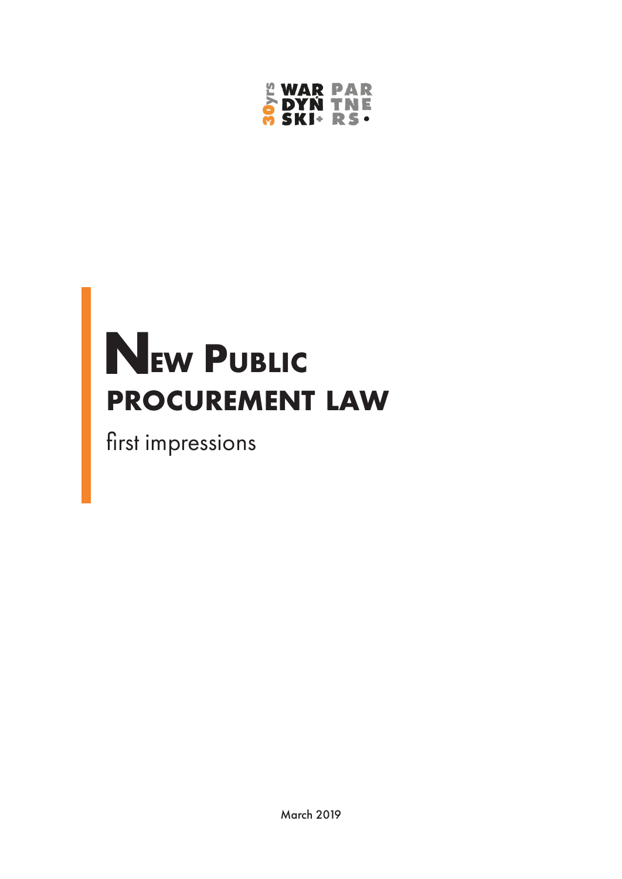30yrs WARDYŃSKI+ PARTNERS•

# New Public procurement law

first impressions

March 2019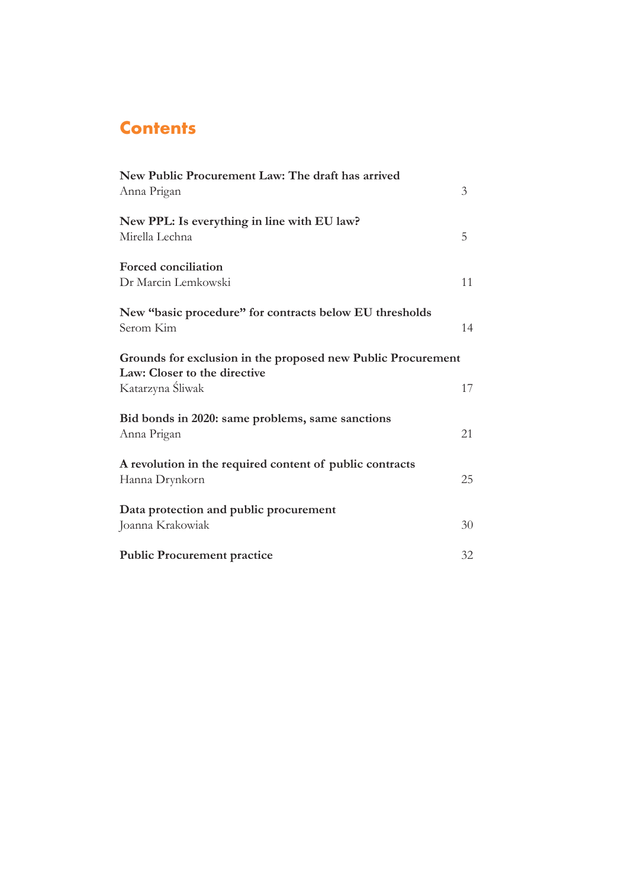# Contents

**New Public Procurement Law: The draft has arrived**
Anna Prigan — 3

**New PPL: Is everything in line with EU law?**
Mirella Lechna — 5

**Forced conciliation**
Dr Marcin Lemkowski — 11

**New "basic procedure" for contracts below EU thresholds**
Serom Kim — 14

**Grounds for exclusion in the proposed new Public Procurement Law: Closer to the directive**
Katarzyna Śliwak — 17

**Bid bonds in 2020: same problems, same sanctions**
Anna Prigan — 21

**A revolution in the required content of public contracts**
Hanna Drynkorn — 25

**Data protection and public procurement**
Joanna Krakowiak — 30

**Public Procurement practice** — 32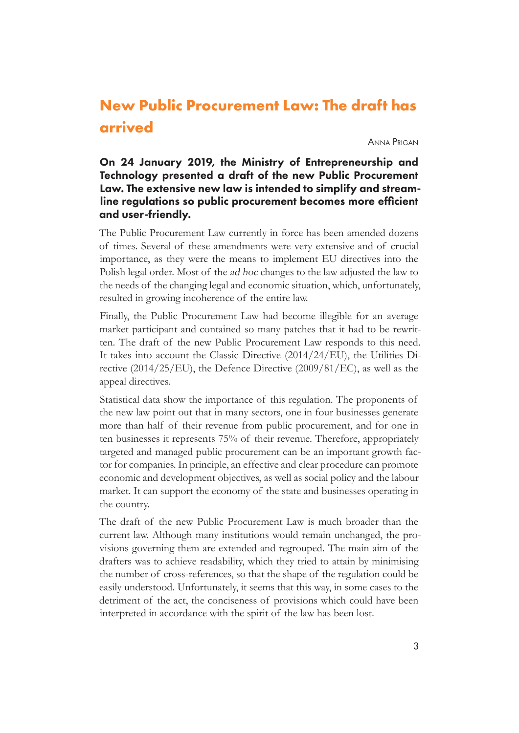# New Public Procurement Law: The draft has arrived

Anna Prigan

**On 24 January 2019, the Ministry of Entrepreneurship and Technology presented a draft of the new Public Procurement Law. The extensive new law is intended to simplify and streamline regulations so public procurement becomes more efficient and user-friendly.**

The Public Procurement Law currently in force has been amended dozens of times. Several of these amendments were very extensive and of crucial importance, as they were the means to implement EU directives into the Polish legal order. Most of the *ad hoc* changes to the law adjusted the law to the needs of the changing legal and economic situation, which, unfortunately, resulted in growing incoherence of the entire law.

Finally, the Public Procurement Law had become illegible for an average market participant and contained so many patches that it had to be rewritten. The draft of the new Public Procurement Law responds to this need. It takes into account the Classic Directive (2014/24/EU), the Utilities Directive (2014/25/EU), the Defence Directive (2009/81/EC), as well as the appeal directives.

Statistical data show the importance of this regulation. The proponents of the new law point out that in many sectors, one in four businesses generate more than half of their revenue from public procurement, and for one in ten businesses it represents 75% of their revenue. Therefore, appropriately targeted and managed public procurement can be an important growth factor for companies. In principle, an effective and clear procedure can promote economic and development objectives, as well as social policy and the labour market. It can support the economy of the state and businesses operating in the country.

The draft of the new Public Procurement Law is much broader than the current law. Although many institutions would remain unchanged, the provisions governing them are extended and regrouped. The main aim of the drafters was to achieve readability, which they tried to attain by minimising the number of cross-references, so that the shape of the regulation could be easily understood. Unfortunately, it seems that this way, in some cases to the detriment of the act, the conciseness of provisions which could have been interpreted in accordance with the spirit of the law has been lost.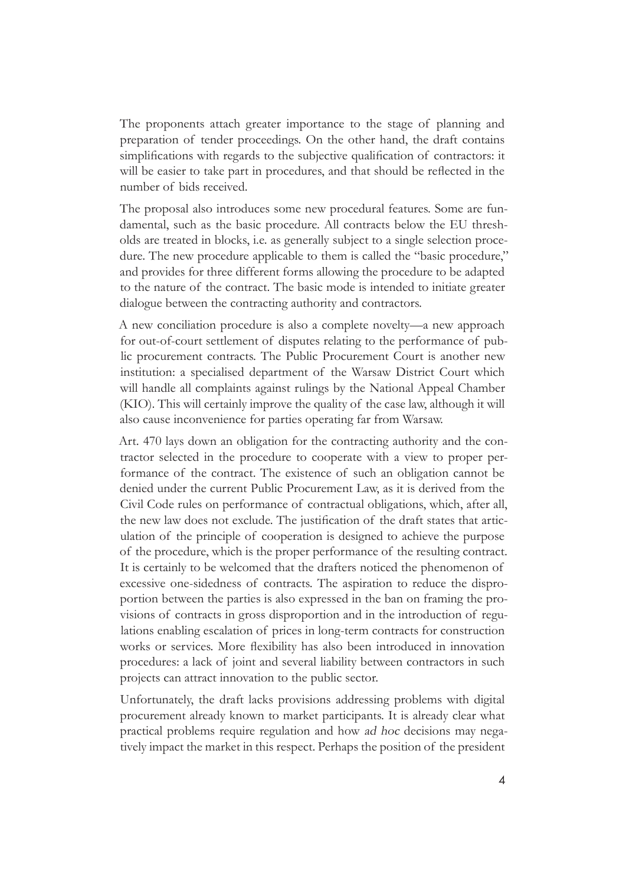The proponents attach greater importance to the stage of planning and preparation of tender proceedings. On the other hand, the draft contains simplifications with regards to the subjective qualification of contractors: it will be easier to take part in procedures, and that should be reflected in the number of bids received.

The proposal also introduces some new procedural features. Some are fundamental, such as the basic procedure. All contracts below the EU thresholds are treated in blocks, i.e. as generally subject to a single selection procedure. The new procedure applicable to them is called the "basic procedure," and provides for three different forms allowing the procedure to be adapted to the nature of the contract. The basic mode is intended to initiate greater dialogue between the contracting authority and contractors.

A new conciliation procedure is also a complete novelty—a new approach for out-of-court settlement of disputes relating to the performance of public procurement contracts. The Public Procurement Court is another new institution: a specialised department of the Warsaw District Court which will handle all complaints against rulings by the National Appeal Chamber (KIO). This will certainly improve the quality of the case law, although it will also cause inconvenience for parties operating far from Warsaw.

Art. 470 lays down an obligation for the contracting authority and the contractor selected in the procedure to cooperate with a view to proper performance of the contract. The existence of such an obligation cannot be denied under the current Public Procurement Law, as it is derived from the Civil Code rules on performance of contractual obligations, which, after all, the new law does not exclude. The justification of the draft states that articulation of the principle of cooperation is designed to achieve the purpose of the procedure, which is the proper performance of the resulting contract. It is certainly to be welcomed that the drafters noticed the phenomenon of excessive one-sidedness of contracts. The aspiration to reduce the disproportion between the parties is also expressed in the ban on framing the provisions of contracts in gross disproportion and in the introduction of regulations enabling escalation of prices in long-term contracts for construction works or services. More flexibility has also been introduced in innovation procedures: a lack of joint and several liability between contractors in such projects can attract innovation to the public sector.

Unfortunately, the draft lacks provisions addressing problems with digital procurement already known to market participants. It is already clear what practical problems require regulation and how *ad hoc* decisions may negatively impact the market in this respect. Perhaps the position of the president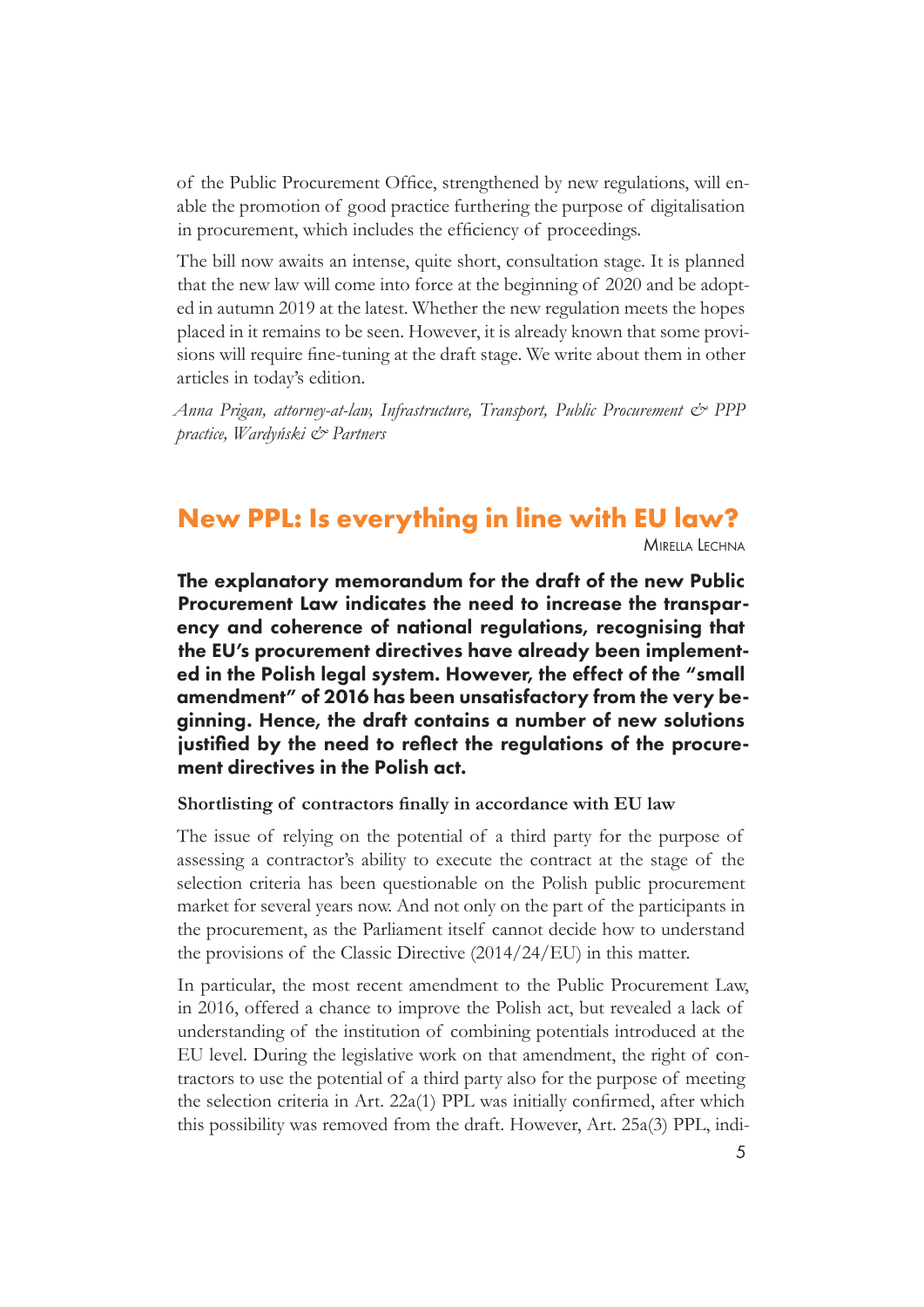of the Public Procurement Office, strengthened by new regulations, will enable the promotion of good practice furthering the purpose of digitalisation in procurement, which includes the efficiency of proceedings.

The bill now awaits an intense, quite short, consultation stage. It is planned that the new law will come into force at the beginning of 2020 and be adopted in autumn 2019 at the latest. Whether the new regulation meets the hopes placed in it remains to be seen. However, it is already known that some provisions will require fine-tuning at the draft stage. We write about them in other articles in today's edition.

*Anna Prigan, attorney-at-law, Infrastructure, Transport, Public Procurement & PPP practice, Wardyński & Partners*

## New PPL: Is everything in line with EU law?

Mirella Lechna

**The explanatory memorandum for the draft of the new Public Procurement Law indicates the need to increase the transparency and coherence of national regulations, recognising that the EU's procurement directives have already been implemented in the Polish legal system. However, the effect of the "small amendment" of 2016 has been unsatisfactory from the very beginning. Hence, the draft contains a number of new solutions justified by the need to reflect the regulations of the procurement directives in the Polish act.**

### Shortlisting of contractors finally in accordance with EU law

The issue of relying on the potential of a third party for the purpose of assessing a contractor's ability to execute the contract at the stage of the selection criteria has been questionable on the Polish public procurement market for several years now. And not only on the part of the participants in the procurement, as the Parliament itself cannot decide how to understand the provisions of the Classic Directive (2014/24/EU) in this matter.

In particular, the most recent amendment to the Public Procurement Law, in 2016, offered a chance to improve the Polish act, but revealed a lack of understanding of the institution of combining potentials introduced at the EU level. During the legislative work on that amendment, the right of contractors to use the potential of a third party also for the purpose of meeting the selection criteria in Art. 22a(1) PPL was initially confirmed, after which this possibility was removed from the draft. However, Art. 25a(3) PPL, indi-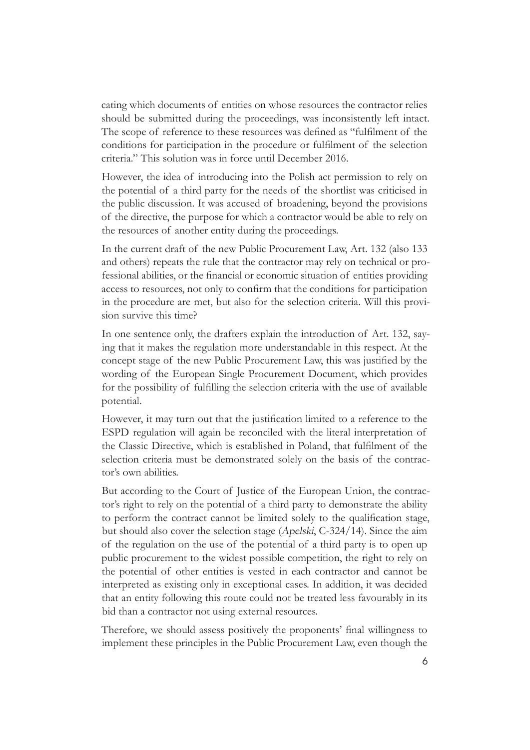cating which documents of entities on whose resources the contractor relies should be submitted during the proceedings, was inconsistently left intact. The scope of reference to these resources was defined as "fulfilment of the conditions for participation in the procedure or fulfilment of the selection criteria." This solution was in force until December 2016.

However, the idea of introducing into the Polish act permission to rely on the potential of a third party for the needs of the shortlist was criticised in the public discussion. It was accused of broadening, beyond the provisions of the directive, the purpose for which a contractor would be able to rely on the resources of another entity during the proceedings.

In the current draft of the new Public Procurement Law, Art. 132 (also 133 and others) repeats the rule that the contractor may rely on technical or professional abilities, or the financial or economic situation of entities providing access to resources, not only to confirm that the conditions for participation in the procedure are met, but also for the selection criteria. Will this provision survive this time?

In one sentence only, the drafters explain the introduction of Art. 132, saying that it makes the regulation more understandable in this respect. At the concept stage of the new Public Procurement Law, this was justified by the wording of the European Single Procurement Document, which provides for the possibility of fulfilling the selection criteria with the use of available potential.

However, it may turn out that the justification limited to a reference to the ESPD regulation will again be reconciled with the literal interpretation of the Classic Directive, which is established in Poland, that fulfilment of the selection criteria must be demonstrated solely on the basis of the contractor's own abilities.

But according to the Court of Justice of the European Union, the contractor's right to rely on the potential of a third party to demonstrate the ability to perform the contract cannot be limited solely to the qualification stage, but should also cover the selection stage (*Apelski*, C-324/14). Since the aim of the regulation on the use of the potential of a third party is to open up public procurement to the widest possible competition, the right to rely on the potential of other entities is vested in each contractor and cannot be interpreted as existing only in exceptional cases. In addition, it was decided that an entity following this route could not be treated less favourably in its bid than a contractor not using external resources.

Therefore, we should assess positively the proponents' final willingness to implement these principles in the Public Procurement Law, even though the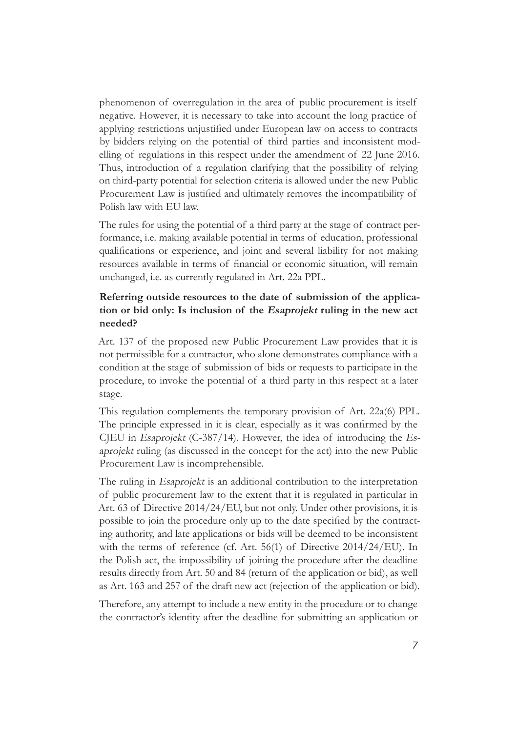phenomenon of overregulation in the area of public procurement is itself negative. However, it is necessary to take into account the long practice of applying restrictions unjustified under European law on access to contracts by bidders relying on the potential of third parties and inconsistent modelling of regulations in this respect under the amendment of 22 June 2016. Thus, introduction of a regulation clarifying that the possibility of relying on third-party potential for selection criteria is allowed under the new Public Procurement Law is justified and ultimately removes the incompatibility of Polish law with EU law.

The rules for using the potential of a third party at the stage of contract performance, i.e. making available potential in terms of education, professional qualifications or experience, and joint and several liability for not making resources available in terms of financial or economic situation, will remain unchanged, i.e. as currently regulated in Art. 22a PPL.

### Referring outside resources to the date of submission of the application or bid only: Is inclusion of the *Esaprojekt* ruling in the new act needed?

Art. 137 of the proposed new Public Procurement Law provides that it is not permissible for a contractor, who alone demonstrates compliance with a condition at the stage of submission of bids or requests to participate in the procedure, to invoke the potential of a third party in this respect at a later stage.

This regulation complements the temporary provision of Art. 22a(6) PPL. The principle expressed in it is clear, especially as it was confirmed by the CJEU in *Esaprojekt* (C-387/14). However, the idea of introducing the *Esaprojekt* ruling (as discussed in the concept for the act) into the new Public Procurement Law is incomprehensible.

The ruling in *Esaprojekt* is an additional contribution to the interpretation of public procurement law to the extent that it is regulated in particular in Art. 63 of Directive 2014/24/EU, but not only. Under other provisions, it is possible to join the procedure only up to the date specified by the contracting authority, and late applications or bids will be deemed to be inconsistent with the terms of reference (cf. Art. 56(1) of Directive 2014/24/EU). In the Polish act, the impossibility of joining the procedure after the deadline results directly from Art. 50 and 84 (return of the application or bid), as well as Art. 163 and 257 of the draft new act (rejection of the application or bid).

Therefore, any attempt to include a new entity in the procedure or to change the contractor's identity after the deadline for submitting an application or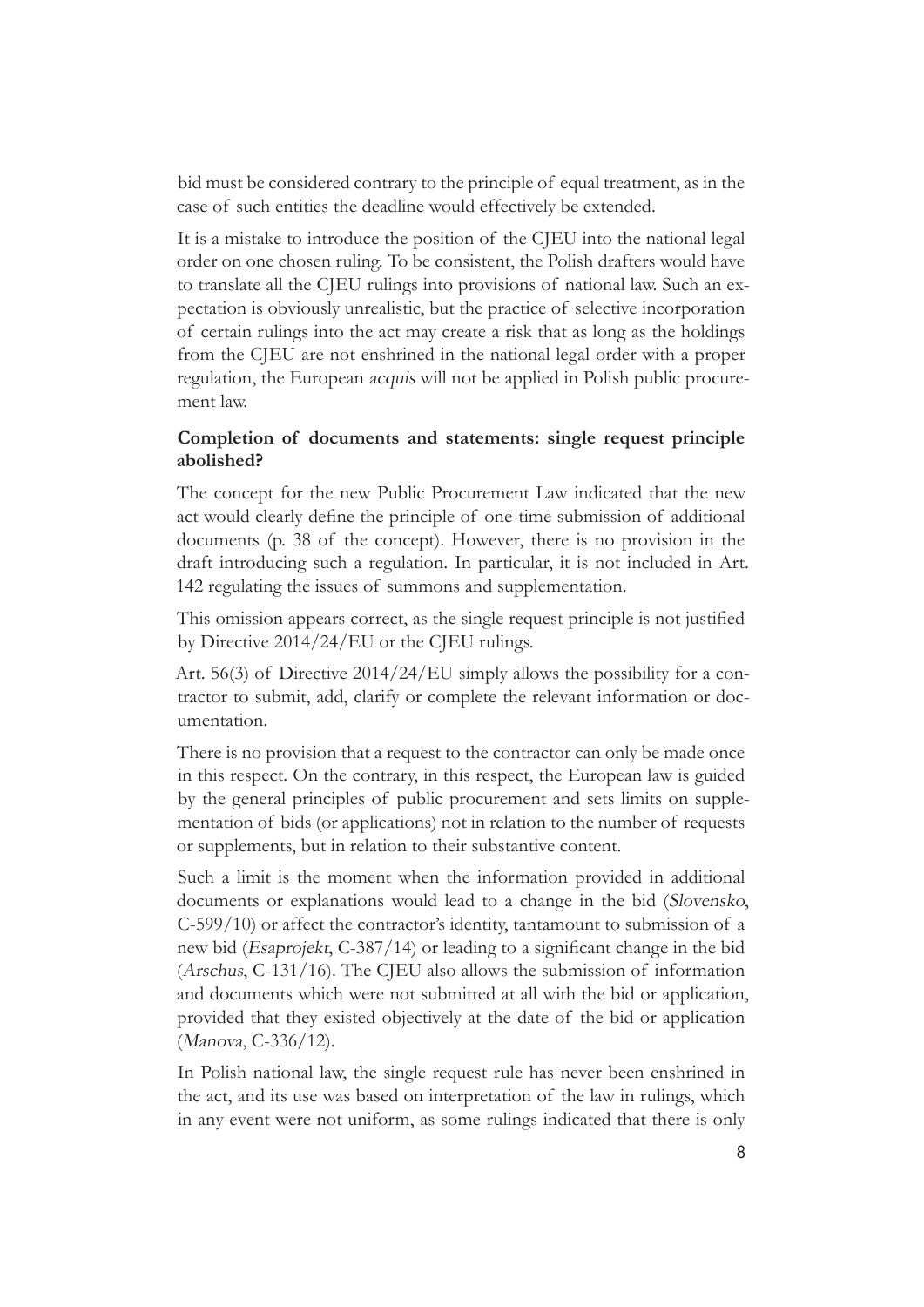bid must be considered contrary to the principle of equal treatment, as in the case of such entities the deadline would effectively be extended.

It is a mistake to introduce the position of the CJEU into the national legal order on one chosen ruling. To be consistent, the Polish drafters would have to translate all the CJEU rulings into provisions of national law. Such an expectation is obviously unrealistic, but the practice of selective incorporation of certain rulings into the act may create a risk that as long as the holdings from the CJEU are not enshrined in the national legal order with a proper regulation, the European *acquis* will not be applied in Polish public procurement law.

**Completion of documents and statements: single request principle abolished?**

The concept for the new Public Procurement Law indicated that the new act would clearly define the principle of one-time submission of additional documents (p. 38 of the concept). However, there is no provision in the draft introducing such a regulation. In particular, it is not included in Art. 142 regulating the issues of summons and supplementation.

This omission appears correct, as the single request principle is not justified by Directive 2014/24/EU or the CJEU rulings.

Art. 56(3) of Directive 2014/24/EU simply allows the possibility for a contractor to submit, add, clarify or complete the relevant information or documentation.

There is no provision that a request to the contractor can only be made once in this respect. On the contrary, in this respect, the European law is guided by the general principles of public procurement and sets limits on supplementation of bids (or applications) not in relation to the number of requests or supplements, but in relation to their substantive content.

Such a limit is the moment when the information provided in additional documents or explanations would lead to a change in the bid (*Slovensko*, C-599/10) or affect the contractor's identity, tantamount to submission of a new bid (*Esaprojekt*, C-387/14) or leading to a significant change in the bid (*Arschus*, C-131/16). The CJEU also allows the submission of information and documents which were not submitted at all with the bid or application, provided that they existed objectively at the date of the bid or application (*Manova*, C-336/12).

In Polish national law, the single request rule has never been enshrined in the act, and its use was based on interpretation of the law in rulings, which in any event were not uniform, as some rulings indicated that there is only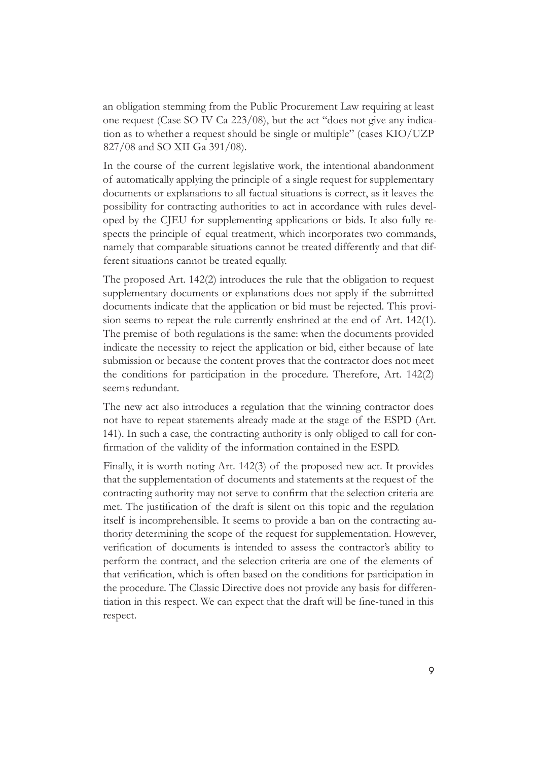an obligation stemming from the Public Procurement Law requiring at least one request (Case SO IV Ca 223/08), but the act "does not give any indication as to whether a request should be single or multiple" (cases KIO/UZP 827/08 and SO XII Ga 391/08).

In the course of the current legislative work, the intentional abandonment of automatically applying the principle of a single request for supplementary documents or explanations to all factual situations is correct, as it leaves the possibility for contracting authorities to act in accordance with rules developed by the CJEU for supplementing applications or bids. It also fully respects the principle of equal treatment, which incorporates two commands, namely that comparable situations cannot be treated differently and that different situations cannot be treated equally.

The proposed Art. 142(2) introduces the rule that the obligation to request supplementary documents or explanations does not apply if the submitted documents indicate that the application or bid must be rejected. This provision seems to repeat the rule currently enshrined at the end of Art. 142(1). The premise of both regulations is the same: when the documents provided indicate the necessity to reject the application or bid, either because of late submission or because the content proves that the contractor does not meet the conditions for participation in the procedure. Therefore, Art. 142(2) seems redundant.

The new act also introduces a regulation that the winning contractor does not have to repeat statements already made at the stage of the ESPD (Art. 141). In such a case, the contracting authority is only obliged to call for confirmation of the validity of the information contained in the ESPD.

Finally, it is worth noting Art. 142(3) of the proposed new act. It provides that the supplementation of documents and statements at the request of the contracting authority may not serve to confirm that the selection criteria are met. The justification of the draft is silent on this topic and the regulation itself is incomprehensible. It seems to provide a ban on the contracting authority determining the scope of the request for supplementation. However, verification of documents is intended to assess the contractor's ability to perform the contract, and the selection criteria are one of the elements of that verification, which is often based on the conditions for participation in the procedure. The Classic Directive does not provide any basis for differentiation in this respect. We can expect that the draft will be fine-tuned in this respect.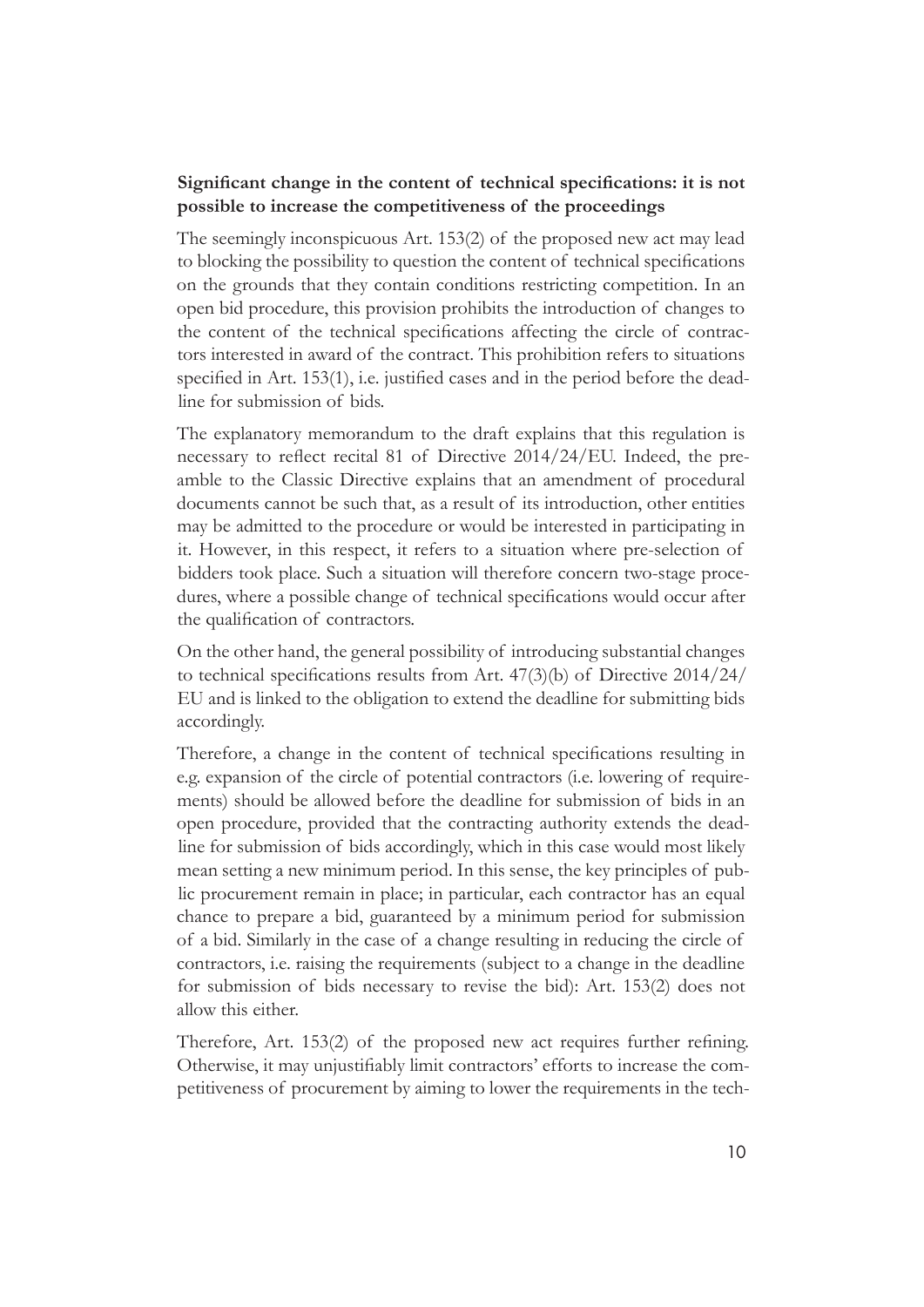**Significant change in the content of technical specifications: it is not possible to increase the competitiveness of the proceedings**

The seemingly inconspicuous Art. 153(2) of the proposed new act may lead to blocking the possibility to question the content of technical specifications on the grounds that they contain conditions restricting competition. In an open bid procedure, this provision prohibits the introduction of changes to the content of the technical specifications affecting the circle of contractors interested in award of the contract. This prohibition refers to situations specified in Art. 153(1), i.e. justified cases and in the period before the deadline for submission of bids.

The explanatory memorandum to the draft explains that this regulation is necessary to reflect recital 81 of Directive 2014/24/EU. Indeed, the preamble to the Classic Directive explains that an amendment of procedural documents cannot be such that, as a result of its introduction, other entities may be admitted to the procedure or would be interested in participating in it. However, in this respect, it refers to a situation where pre-selection of bidders took place. Such a situation will therefore concern two-stage procedures, where a possible change of technical specifications would occur after the qualification of contractors.

On the other hand, the general possibility of introducing substantial changes to technical specifications results from Art. 47(3)(b) of Directive 2014/24/EU and is linked to the obligation to extend the deadline for submitting bids accordingly.

Therefore, a change in the content of technical specifications resulting in e.g. expansion of the circle of potential contractors (i.e. lowering of requirements) should be allowed before the deadline for submission of bids in an open procedure, provided that the contracting authority extends the deadline for submission of bids accordingly, which in this case would most likely mean setting a new minimum period. In this sense, the key principles of public procurement remain in place; in particular, each contractor has an equal chance to prepare a bid, guaranteed by a minimum period for submission of a bid. Similarly in the case of a change resulting in reducing the circle of contractors, i.e. raising the requirements (subject to a change in the deadline for submission of bids necessary to revise the bid): Art. 153(2) does not allow this either.

Therefore, Art. 153(2) of the proposed new act requires further refining. Otherwise, it may unjustifiably limit contractors' efforts to increase the competitiveness of procurement by aiming to lower the requirements in the tech-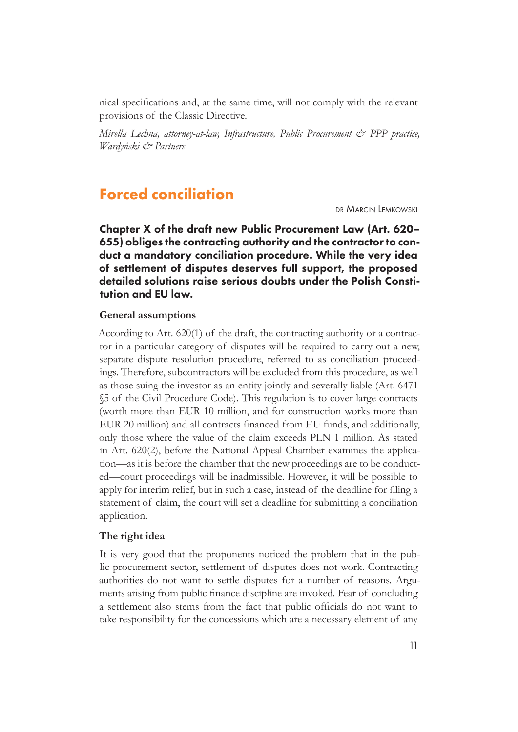nical specifications and, at the same time, will not comply with the relevant provisions of the Classic Directive.

*Mirella Lechna, attorney-at-law, Infrastructure, Public Procurement & PPP practice, Wardyński & Partners*

## Forced conciliation

dr Marcin Lemkowski

**Chapter X of the draft new Public Procurement Law (Art. 620–655) obliges the contracting authority and the contractor to conduct a mandatory conciliation procedure. While the very idea of settlement of disputes deserves full support, the proposed detailed solutions raise serious doubts under the Polish Constitution and EU law.**

### General assumptions

According to Art. 620(1) of the draft, the contracting authority or a contractor in a particular category of disputes will be required to carry out a new, separate dispute resolution procedure, referred to as conciliation proceedings. Therefore, subcontractors will be excluded from this procedure, as well as those suing the investor as an entity jointly and severally liable (Art. 6471 §5 of the Civil Procedure Code). This regulation is to cover large contracts (worth more than EUR 10 million, and for construction works more than EUR 20 million) and all contracts financed from EU funds, and additionally, only those where the value of the claim exceeds PLN 1 million. As stated in Art. 620(2), before the National Appeal Chamber examines the application—as it is before the chamber that the new proceedings are to be conducted—court proceedings will be inadmissible. However, it will be possible to apply for interim relief, but in such a case, instead of the deadline for filing a statement of claim, the court will set a deadline for submitting a conciliation application.

### The right idea

It is very good that the proponents noticed the problem that in the public procurement sector, settlement of disputes does not work. Contracting authorities do not want to settle disputes for a number of reasons. Arguments arising from public finance discipline are invoked. Fear of concluding a settlement also stems from the fact that public officials do not want to take responsibility for the concessions which are a necessary element of any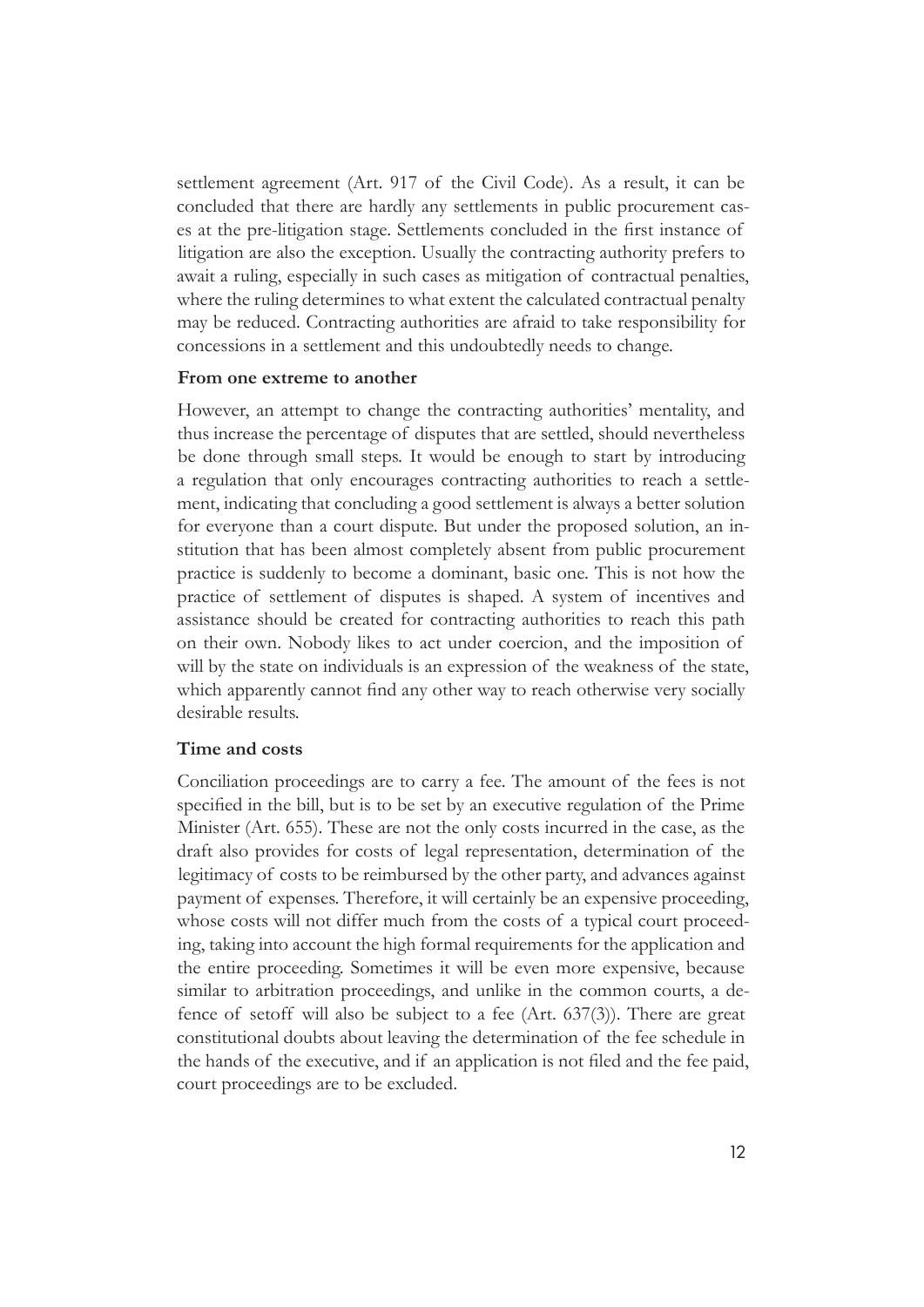settlement agreement (Art. 917 of the Civil Code). As a result, it can be concluded that there are hardly any settlements in public procurement cases at the pre-litigation stage. Settlements concluded in the first instance of litigation are also the exception. Usually the contracting authority prefers to await a ruling, especially in such cases as mitigation of contractual penalties, where the ruling determines to what extent the calculated contractual penalty may be reduced. Contracting authorities are afraid to take responsibility for concessions in a settlement and this undoubtedly needs to change.

### From one extreme to another

However, an attempt to change the contracting authorities' mentality, and thus increase the percentage of disputes that are settled, should nevertheless be done through small steps. It would be enough to start by introducing a regulation that only encourages contracting authorities to reach a settlement, indicating that concluding a good settlement is always a better solution for everyone than a court dispute. But under the proposed solution, an institution that has been almost completely absent from public procurement practice is suddenly to become a dominant, basic one. This is not how the practice of settlement of disputes is shaped. A system of incentives and assistance should be created for contracting authorities to reach this path on their own. Nobody likes to act under coercion, and the imposition of will by the state on individuals is an expression of the weakness of the state, which apparently cannot find any other way to reach otherwise very socially desirable results.

### Time and costs

Conciliation proceedings are to carry a fee. The amount of the fees is not specified in the bill, but is to be set by an executive regulation of the Prime Minister (Art. 655). These are not the only costs incurred in the case, as the draft also provides for costs of legal representation, determination of the legitimacy of costs to be reimbursed by the other party, and advances against payment of expenses. Therefore, it will certainly be an expensive proceeding, whose costs will not differ much from the costs of a typical court proceeding, taking into account the high formal requirements for the application and the entire proceeding. Sometimes it will be even more expensive, because similar to arbitration proceedings, and unlike in the common courts, a defence of setoff will also be subject to a fee (Art. 637(3)). There are great constitutional doubts about leaving the determination of the fee schedule in the hands of the executive, and if an application is not filed and the fee paid, court proceedings are to be excluded.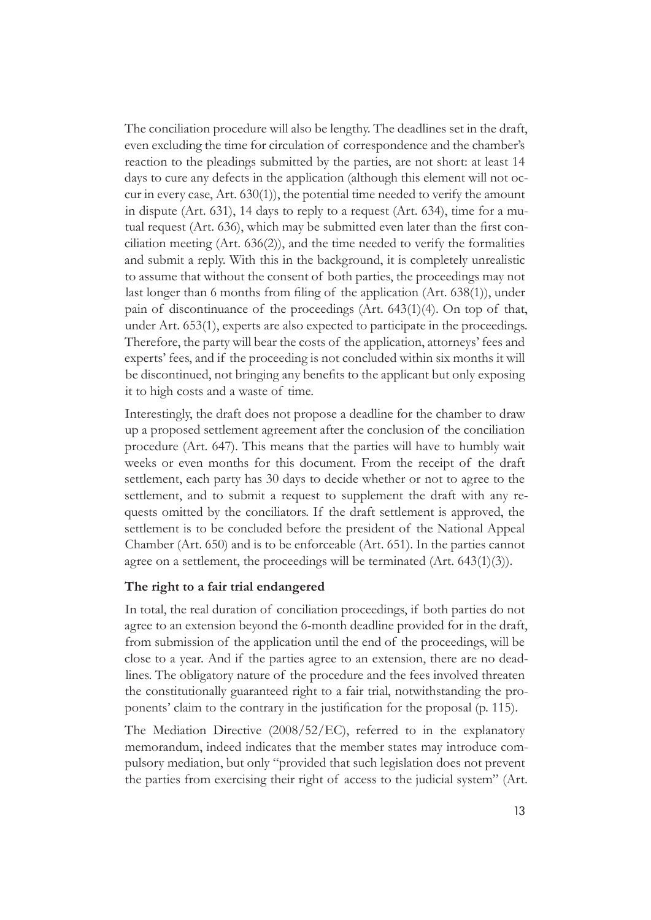The conciliation procedure will also be lengthy. The deadlines set in the draft, even excluding the time for circulation of correspondence and the chamber's reaction to the pleadings submitted by the parties, are not short: at least 14 days to cure any defects in the application (although this element will not occur in every case, Art. 630(1)), the potential time needed to verify the amount in dispute (Art. 631), 14 days to reply to a request (Art. 634), time for a mutual request (Art. 636), which may be submitted even later than the first conciliation meeting (Art. 636(2)), and the time needed to verify the formalities and submit a reply. With this in the background, it is completely unrealistic to assume that without the consent of both parties, the proceedings may not last longer than 6 months from filing of the application (Art. 638(1)), under pain of discontinuance of the proceedings (Art. 643(1)(4). On top of that, under Art. 653(1), experts are also expected to participate in the proceedings. Therefore, the party will bear the costs of the application, attorneys' fees and experts' fees, and if the proceeding is not concluded within six months it will be discontinued, not bringing any benefits to the applicant but only exposing it to high costs and a waste of time.

Interestingly, the draft does not propose a deadline for the chamber to draw up a proposed settlement agreement after the conclusion of the conciliation procedure (Art. 647). This means that the parties will have to humbly wait weeks or even months for this document. From the receipt of the draft settlement, each party has 30 days to decide whether or not to agree to the settlement, and to submit a request to supplement the draft with any requests omitted by the conciliators. If the draft settlement is approved, the settlement is to be concluded before the president of the National Appeal Chamber (Art. 650) and is to be enforceable (Art. 651). In the parties cannot agree on a settlement, the proceedings will be terminated (Art. 643(1)(3)).

**The right to a fair trial endangered**

In total, the real duration of conciliation proceedings, if both parties do not agree to an extension beyond the 6-month deadline provided for in the draft, from submission of the application until the end of the proceedings, will be close to a year. And if the parties agree to an extension, there are no deadlines. The obligatory nature of the procedure and the fees involved threaten the constitutionally guaranteed right to a fair trial, notwithstanding the proponents' claim to the contrary in the justification for the proposal (p. 115).

The Mediation Directive (2008/52/EC), referred to in the explanatory memorandum, indeed indicates that the member states may introduce compulsory mediation, but only "provided that such legislation does not prevent the parties from exercising their right of access to the judicial system" (Art.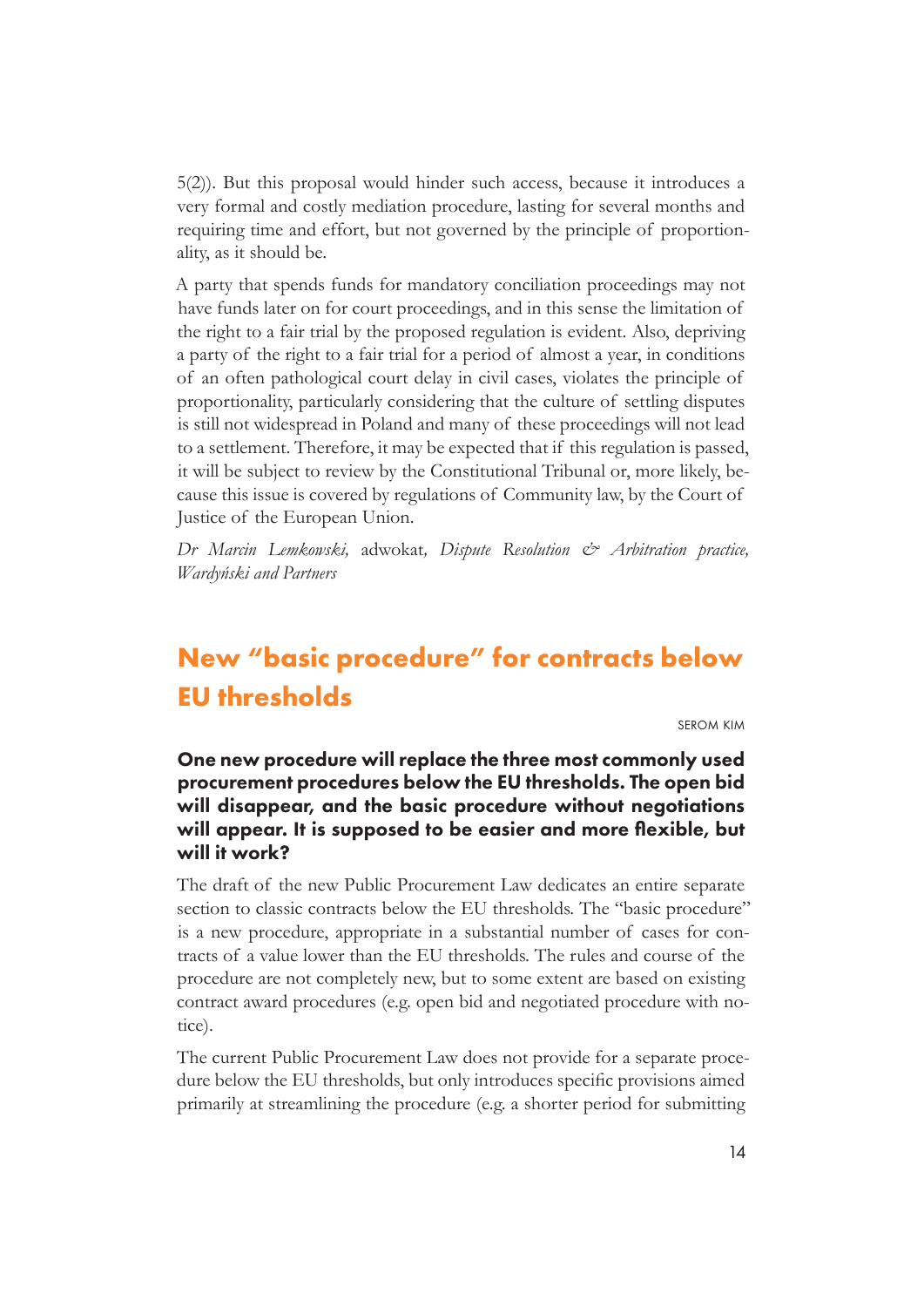5(2)). But this proposal would hinder such access, because it introduces a very formal and costly mediation procedure, lasting for several months and requiring time and effort, but not governed by the principle of proportionality, as it should be.

A party that spends funds for mandatory conciliation proceedings may not have funds later on for court proceedings, and in this sense the limitation of the right to a fair trial by the proposed regulation is evident. Also, depriving a party of the right to a fair trial for a period of almost a year, in conditions of an often pathological court delay in civil cases, violates the principle of proportionality, particularly considering that the culture of settling disputes is still not widespread in Poland and many of these proceedings will not lead to a settlement. Therefore, it may be expected that if this regulation is passed, it will be subject to review by the Constitutional Tribunal or, more likely, because this issue is covered by regulations of Community law, by the Court of Justice of the European Union.

*Dr Marcin Lemkowski,* adwokat*, Dispute Resolution & Arbitration practice, Wardyński and Partners*

## New "basic procedure" for contracts below EU thresholds

SEROM KIM

**One new procedure will replace the three most commonly used procurement procedures below the EU thresholds. The open bid will disappear, and the basic procedure without negotiations will appear. It is supposed to be easier and more flexible, but will it work?**

The draft of the new Public Procurement Law dedicates an entire separate section to classic contracts below the EU thresholds. The "basic procedure" is a new procedure, appropriate in a substantial number of cases for contracts of a value lower than the EU thresholds. The rules and course of the procedure are not completely new, but to some extent are based on existing contract award procedures (e.g. open bid and negotiated procedure with notice).

The current Public Procurement Law does not provide for a separate procedure below the EU thresholds, but only introduces specific provisions aimed primarily at streamlining the procedure (e.g. a shorter period for submitting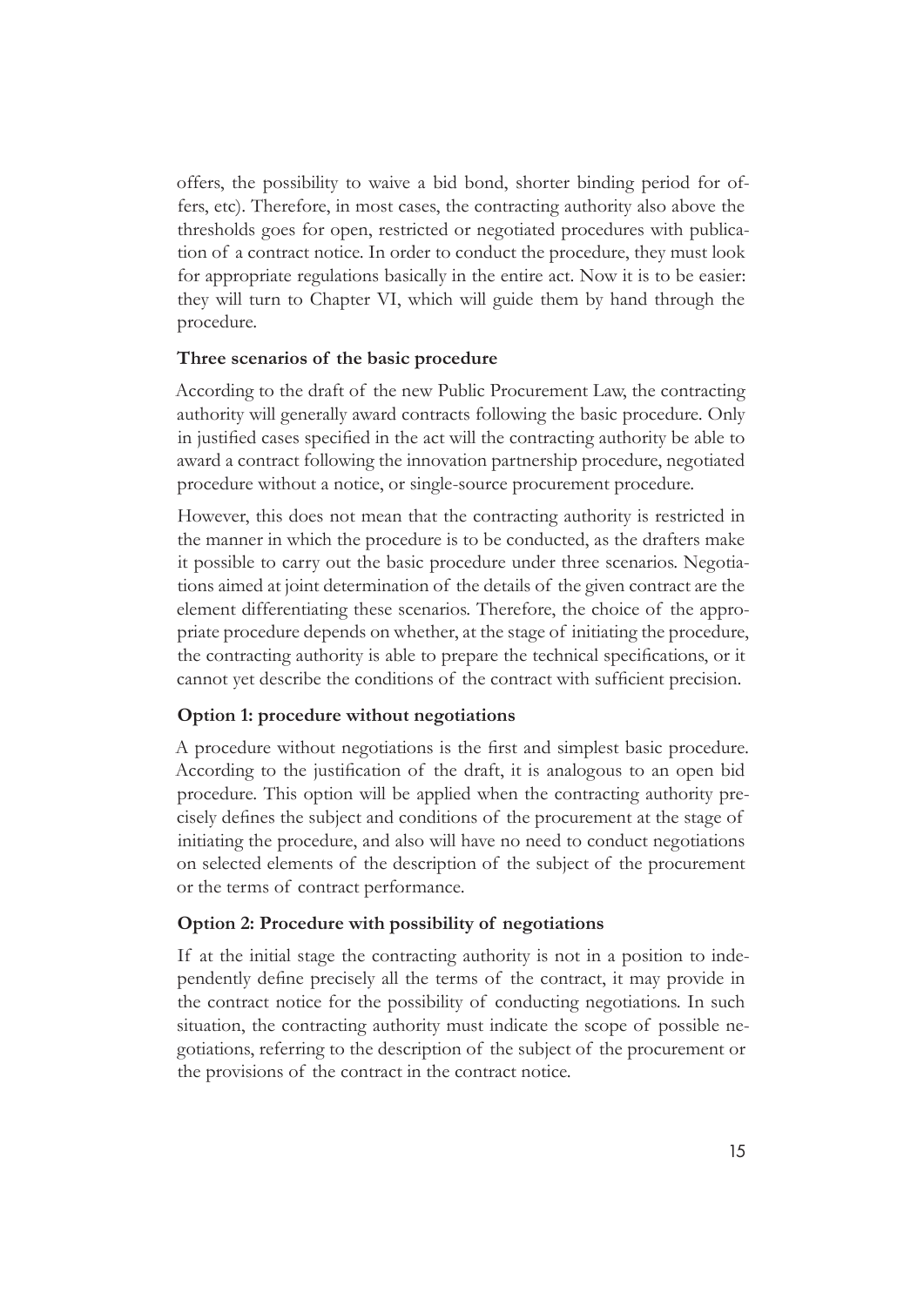offers, the possibility to waive a bid bond, shorter binding period for offers, etc). Therefore, in most cases, the contracting authority also above the thresholds goes for open, restricted or negotiated procedures with publication of a contract notice. In order to conduct the procedure, they must look for appropriate regulations basically in the entire act. Now it is to be easier: they will turn to Chapter VI, which will guide them by hand through the procedure.

**Three scenarios of the basic procedure**

According to the draft of the new Public Procurement Law, the contracting authority will generally award contracts following the basic procedure. Only in justified cases specified in the act will the contracting authority be able to award a contract following the innovation partnership procedure, negotiated procedure without a notice, or single-source procurement procedure.

However, this does not mean that the contracting authority is restricted in the manner in which the procedure is to be conducted, as the drafters make it possible to carry out the basic procedure under three scenarios. Negotiations aimed at joint determination of the details of the given contract are the element differentiating these scenarios. Therefore, the choice of the appropriate procedure depends on whether, at the stage of initiating the procedure, the contracting authority is able to prepare the technical specifications, or it cannot yet describe the conditions of the contract with sufficient precision.

**Option 1: procedure without negotiations**

A procedure without negotiations is the first and simplest basic procedure. According to the justification of the draft, it is analogous to an open bid procedure. This option will be applied when the contracting authority precisely defines the subject and conditions of the procurement at the stage of initiating the procedure, and also will have no need to conduct negotiations on selected elements of the description of the subject of the procurement or the terms of contract performance.

**Option 2: Procedure with possibility of negotiations**

If at the initial stage the contracting authority is not in a position to independently define precisely all the terms of the contract, it may provide in the contract notice for the possibility of conducting negotiations. In such situation, the contracting authority must indicate the scope of possible negotiations, referring to the description of the subject of the procurement or the provisions of the contract in the contract notice.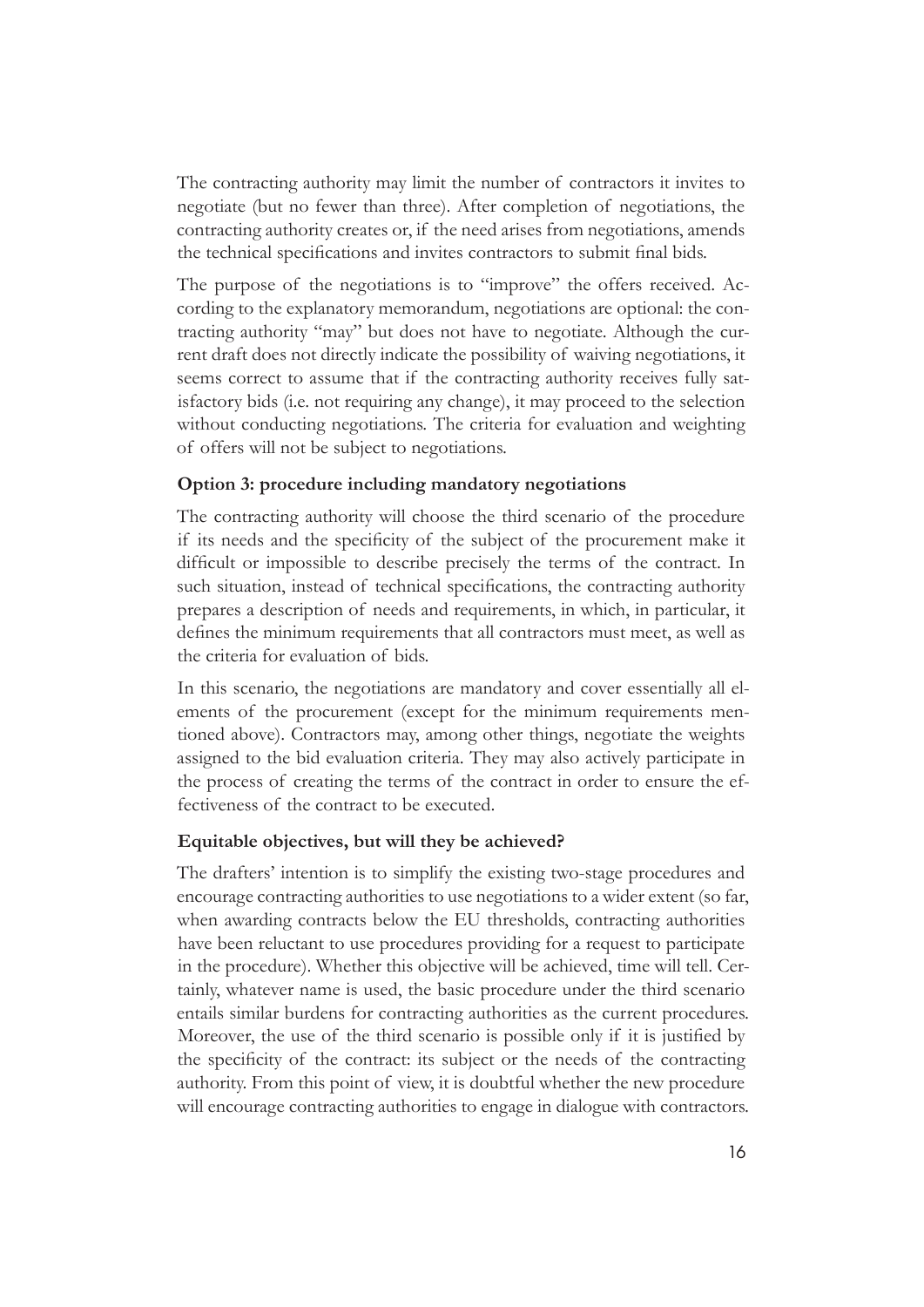The contracting authority may limit the number of contractors it invites to negotiate (but no fewer than three). After completion of negotiations, the contracting authority creates or, if the need arises from negotiations, amends the technical specifications and invites contractors to submit final bids.

The purpose of the negotiations is to "improve" the offers received. According to the explanatory memorandum, negotiations are optional: the contracting authority "may" but does not have to negotiate. Although the current draft does not directly indicate the possibility of waiving negotiations, it seems correct to assume that if the contracting authority receives fully satisfactory bids (i.e. not requiring any change), it may proceed to the selection without conducting negotiations. The criteria for evaluation and weighting of offers will not be subject to negotiations.

### Option 3: procedure including mandatory negotiations

The contracting authority will choose the third scenario of the procedure if its needs and the specificity of the subject of the procurement make it difficult or impossible to describe precisely the terms of the contract. In such situation, instead of technical specifications, the contracting authority prepares a description of needs and requirements, in which, in particular, it defines the minimum requirements that all contractors must meet, as well as the criteria for evaluation of bids.

In this scenario, the negotiations are mandatory and cover essentially all elements of the procurement (except for the minimum requirements mentioned above). Contractors may, among other things, negotiate the weights assigned to the bid evaluation criteria. They may also actively participate in the process of creating the terms of the contract in order to ensure the effectiveness of the contract to be executed.

### Equitable objectives, but will they be achieved?

The drafters' intention is to simplify the existing two-stage procedures and encourage contracting authorities to use negotiations to a wider extent (so far, when awarding contracts below the EU thresholds, contracting authorities have been reluctant to use procedures providing for a request to participate in the procedure). Whether this objective will be achieved, time will tell. Certainly, whatever name is used, the basic procedure under the third scenario entails similar burdens for contracting authorities as the current procedures. Moreover, the use of the third scenario is possible only if it is justified by the specificity of the contract: its subject or the needs of the contracting authority. From this point of view, it is doubtful whether the new procedure will encourage contracting authorities to engage in dialogue with contractors.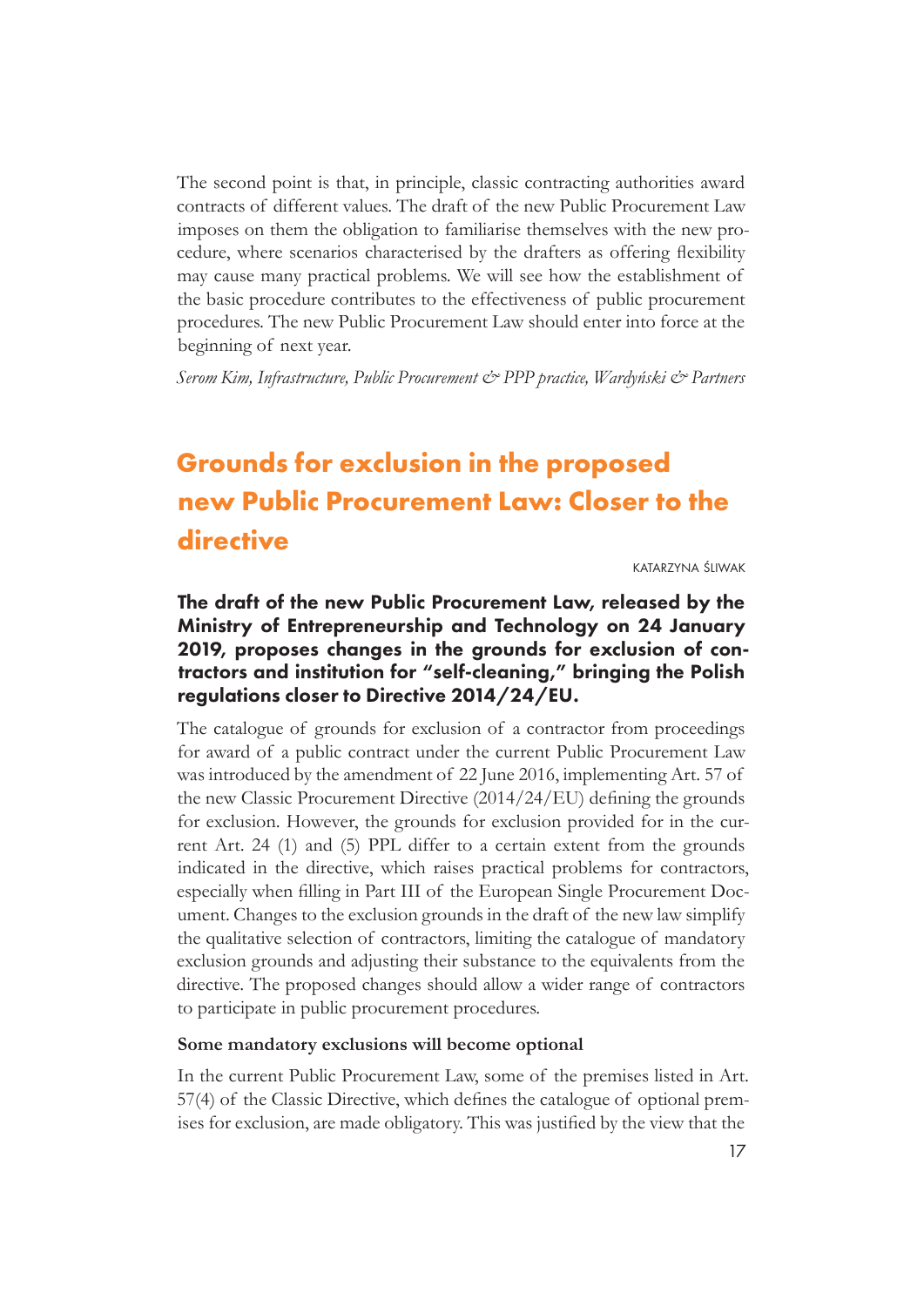The second point is that, in principle, classic contracting authorities award contracts of different values. The draft of the new Public Procurement Law imposes on them the obligation to familiarise themselves with the new procedure, where scenarios characterised by the drafters as offering flexibility may cause many practical problems. We will see how the establishment of the basic procedure contributes to the effectiveness of public procurement procedures. The new Public Procurement Law should enter into force at the beginning of next year.

*Serom Kim, Infrastructure, Public Procurement & PPP practice, Wardyński & Partners*

## Grounds for exclusion in the proposed new Public Procurement Law: Closer to the directive

KATARZYNA ŚLIWAK

**The draft of the new Public Procurement Law, released by the Ministry of Entrepreneurship and Technology on 24 January 2019, proposes changes in the grounds for exclusion of contractors and institution for "self-cleaning," bringing the Polish regulations closer to Directive 2014/24/EU.**

The catalogue of grounds for exclusion of a contractor from proceedings for award of a public contract under the current Public Procurement Law was introduced by the amendment of 22 June 2016, implementing Art. 57 of the new Classic Procurement Directive (2014/24/EU) defining the grounds for exclusion. However, the grounds for exclusion provided for in the current Art. 24 (1) and (5) PPL differ to a certain extent from the grounds indicated in the directive, which raises practical problems for contractors, especially when filling in Part III of the European Single Procurement Document. Changes to the exclusion grounds in the draft of the new law simplify the qualitative selection of contractors, limiting the catalogue of mandatory exclusion grounds and adjusting their substance to the equivalents from the directive. The proposed changes should allow a wider range of contractors to participate in public procurement procedures.

### Some mandatory exclusions will become optional

In the current Public Procurement Law, some of the premises listed in Art. 57(4) of the Classic Directive, which defines the catalogue of optional premises for exclusion, are made obligatory. This was justified by the view that the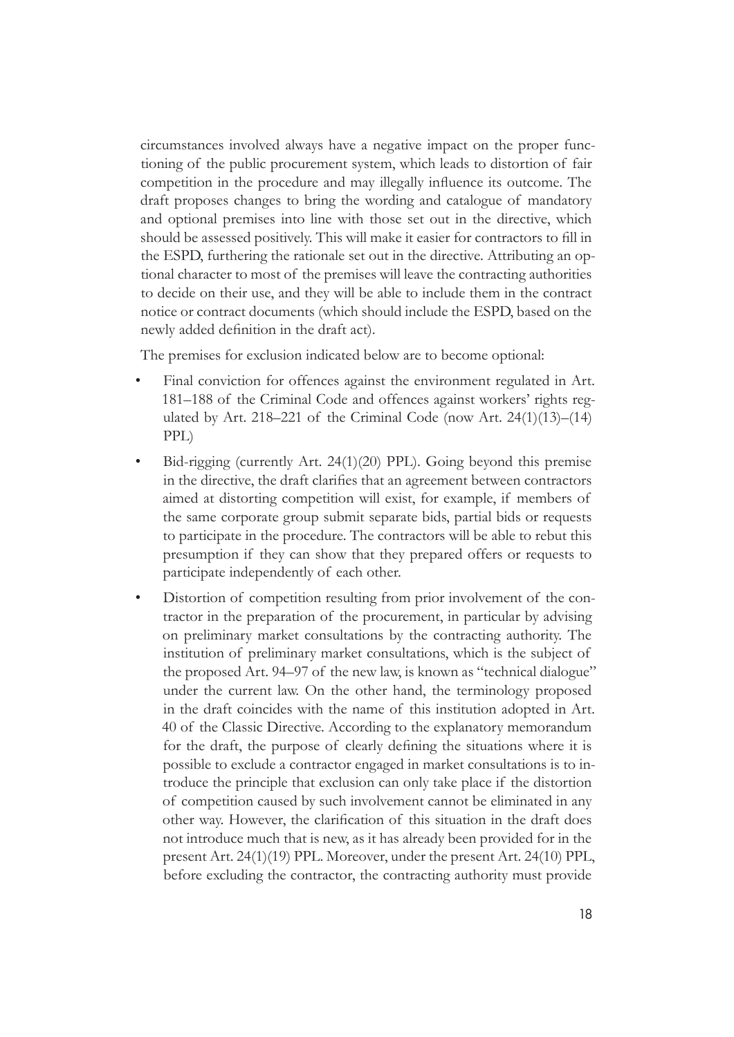circumstances involved always have a negative impact on the proper functioning of the public procurement system, which leads to distortion of fair competition in the procedure and may illegally influence its outcome. The draft proposes changes to bring the wording and catalogue of mandatory and optional premises into line with those set out in the directive, which should be assessed positively. This will make it easier for contractors to fill in the ESPD, furthering the rationale set out in the directive. Attributing an optional character to most of the premises will leave the contracting authorities to decide on their use, and they will be able to include them in the contract notice or contract documents (which should include the ESPD, based on the newly added definition in the draft act).

The premises for exclusion indicated below are to become optional:

- Final conviction for offences against the environment regulated in Art. 181–188 of the Criminal Code and offences against workers' rights regulated by Art. 218–221 of the Criminal Code (now Art. 24(1)(13)–(14) PPL)
- Bid-rigging (currently Art. 24(1)(20) PPL). Going beyond this premise in the directive, the draft clarifies that an agreement between contractors aimed at distorting competition will exist, for example, if members of the same corporate group submit separate bids, partial bids or requests to participate in the procedure. The contractors will be able to rebut this presumption if they can show that they prepared offers or requests to participate independently of each other.
- Distortion of competition resulting from prior involvement of the contractor in the preparation of the procurement, in particular by advising on preliminary market consultations by the contracting authority. The institution of preliminary market consultations, which is the subject of the proposed Art. 94–97 of the new law, is known as "technical dialogue" under the current law. On the other hand, the terminology proposed in the draft coincides with the name of this institution adopted in Art. 40 of the Classic Directive. According to the explanatory memorandum for the draft, the purpose of clearly defining the situations where it is possible to exclude a contractor engaged in market consultations is to introduce the principle that exclusion can only take place if the distortion of competition caused by such involvement cannot be eliminated in any other way. However, the clarification of this situation in the draft does not introduce much that is new, as it has already been provided for in the present Art. 24(1)(19) PPL. Moreover, under the present Art. 24(10) PPL, before excluding the contractor, the contracting authority must provide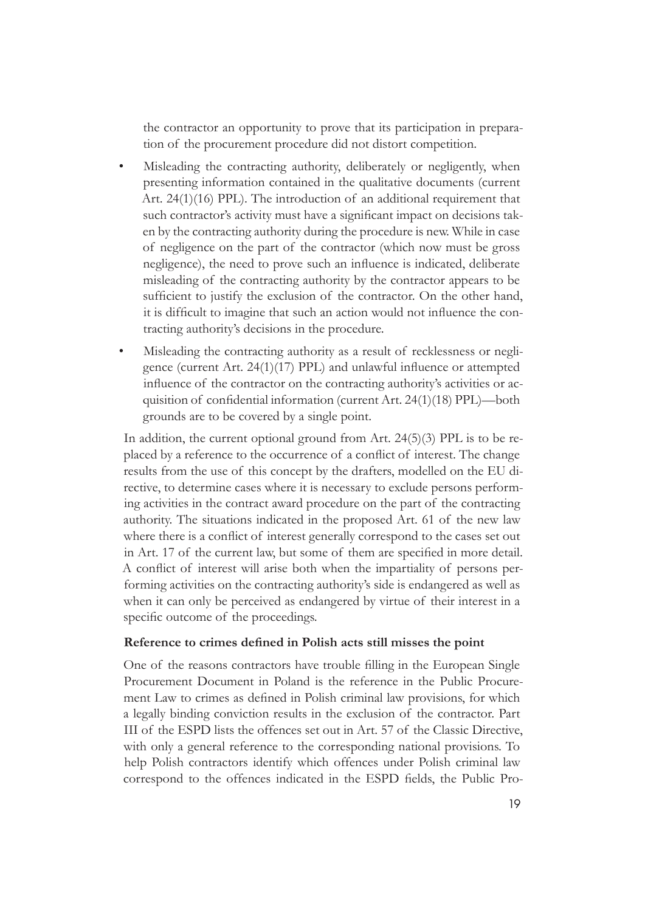the contractor an opportunity to prove that its participation in preparation of the procurement procedure did not distort competition.

- Misleading the contracting authority, deliberately or negligently, when presenting information contained in the qualitative documents (current Art. 24(1)(16) PPL). The introduction of an additional requirement that such contractor's activity must have a significant impact on decisions taken by the contracting authority during the procedure is new. While in case of negligence on the part of the contractor (which now must be gross negligence), the need to prove such an influence is indicated, deliberate misleading of the contracting authority by the contractor appears to be sufficient to justify the exclusion of the contractor. On the other hand, it is difficult to imagine that such an action would not influence the contracting authority's decisions in the procedure.
- Misleading the contracting authority as a result of recklessness or negligence (current Art. 24(1)(17) PPL) and unlawful influence or attempted influence of the contractor on the contracting authority's activities or acquisition of confidential information (current Art. 24(1)(18) PPL)—both grounds are to be covered by a single point.

In addition, the current optional ground from Art. 24(5)(3) PPL is to be replaced by a reference to the occurrence of a conflict of interest. The change results from the use of this concept by the drafters, modelled on the EU directive, to determine cases where it is necessary to exclude persons performing activities in the contract award procedure on the part of the contracting authority. The situations indicated in the proposed Art. 61 of the new law where there is a conflict of interest generally correspond to the cases set out in Art. 17 of the current law, but some of them are specified in more detail. A conflict of interest will arise both when the impartiality of persons performing activities on the contracting authority's side is endangered as well as when it can only be perceived as endangered by virtue of their interest in a specific outcome of the proceedings.

**Reference to crimes defined in Polish acts still misses the point**

One of the reasons contractors have trouble filling in the European Single Procurement Document in Poland is the reference in the Public Procurement Law to crimes as defined in Polish criminal law provisions, for which a legally binding conviction results in the exclusion of the contractor. Part III of the ESPD lists the offences set out in Art. 57 of the Classic Directive, with only a general reference to the corresponding national provisions. To help Polish contractors identify which offences under Polish criminal law correspond to the offences indicated in the ESPD fields, the Public Pro-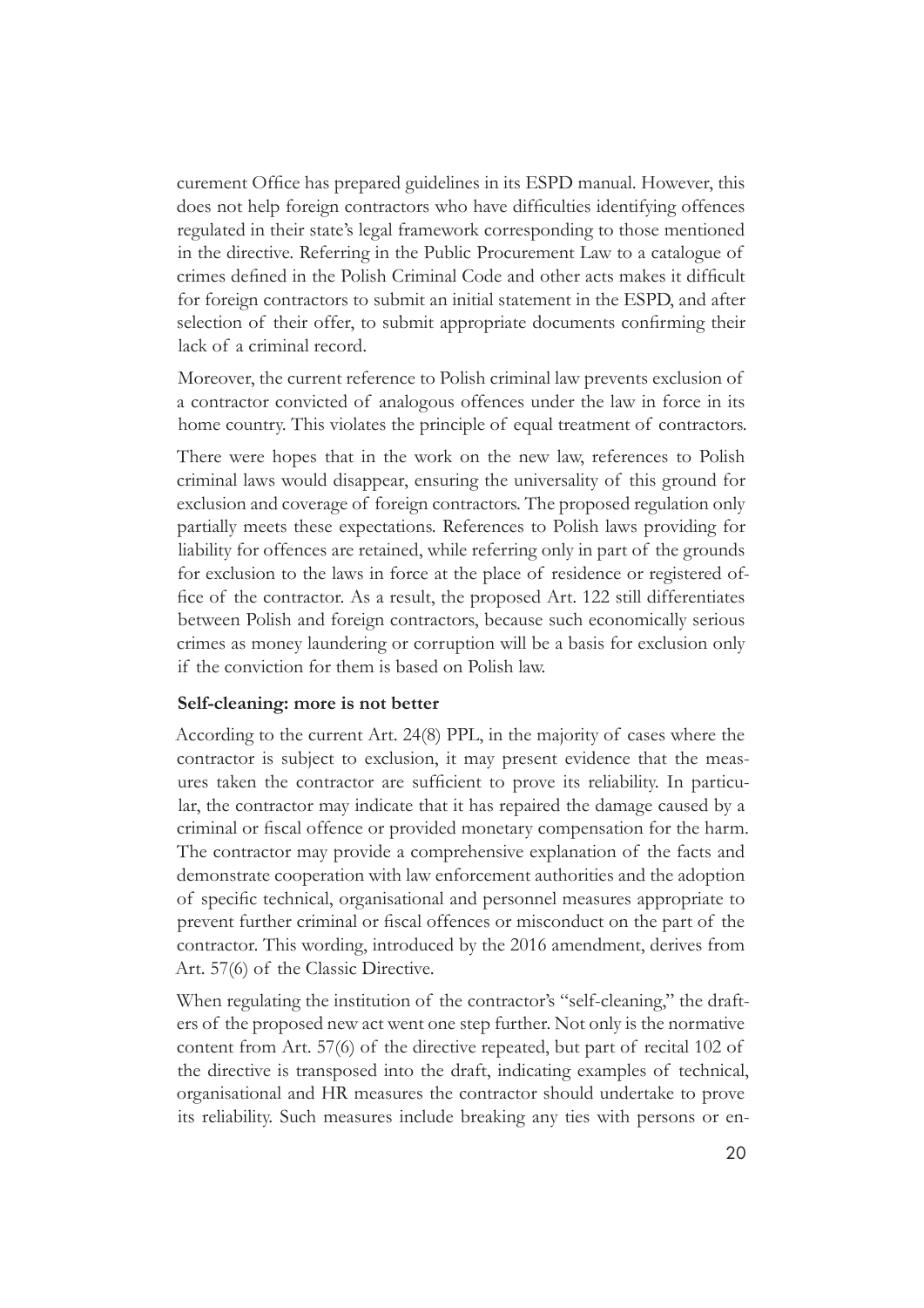curement Office has prepared guidelines in its ESPD manual. However, this does not help foreign contractors who have difficulties identifying offences regulated in their state's legal framework corresponding to those mentioned in the directive. Referring in the Public Procurement Law to a catalogue of crimes defined in the Polish Criminal Code and other acts makes it difficult for foreign contractors to submit an initial statement in the ESPD, and after selection of their offer, to submit appropriate documents confirming their lack of a criminal record.

Moreover, the current reference to Polish criminal law prevents exclusion of a contractor convicted of analogous offences under the law in force in its home country. This violates the principle of equal treatment of contractors.

There were hopes that in the work on the new law, references to Polish criminal laws would disappear, ensuring the universality of this ground for exclusion and coverage of foreign contractors. The proposed regulation only partially meets these expectations. References to Polish laws providing for liability for offences are retained, while referring only in part of the grounds for exclusion to the laws in force at the place of residence or registered office of the contractor. As a result, the proposed Art. 122 still differentiates between Polish and foreign contractors, because such economically serious crimes as money laundering or corruption will be a basis for exclusion only if the conviction for them is based on Polish law.

**Self-cleaning: more is not better**

According to the current Art. 24(8) PPL, in the majority of cases where the contractor is subject to exclusion, it may present evidence that the measures taken the contractor are sufficient to prove its reliability. In particular, the contractor may indicate that it has repaired the damage caused by a criminal or fiscal offence or provided monetary compensation for the harm. The contractor may provide a comprehensive explanation of the facts and demonstrate cooperation with law enforcement authorities and the adoption of specific technical, organisational and personnel measures appropriate to prevent further criminal or fiscal offences or misconduct on the part of the contractor. This wording, introduced by the 2016 amendment, derives from Art. 57(6) of the Classic Directive.

When regulating the institution of the contractor's "self-cleaning," the drafters of the proposed new act went one step further. Not only is the normative content from Art. 57(6) of the directive repeated, but part of recital 102 of the directive is transposed into the draft, indicating examples of technical, organisational and HR measures the contractor should undertake to prove its reliability. Such measures include breaking any ties with persons or en-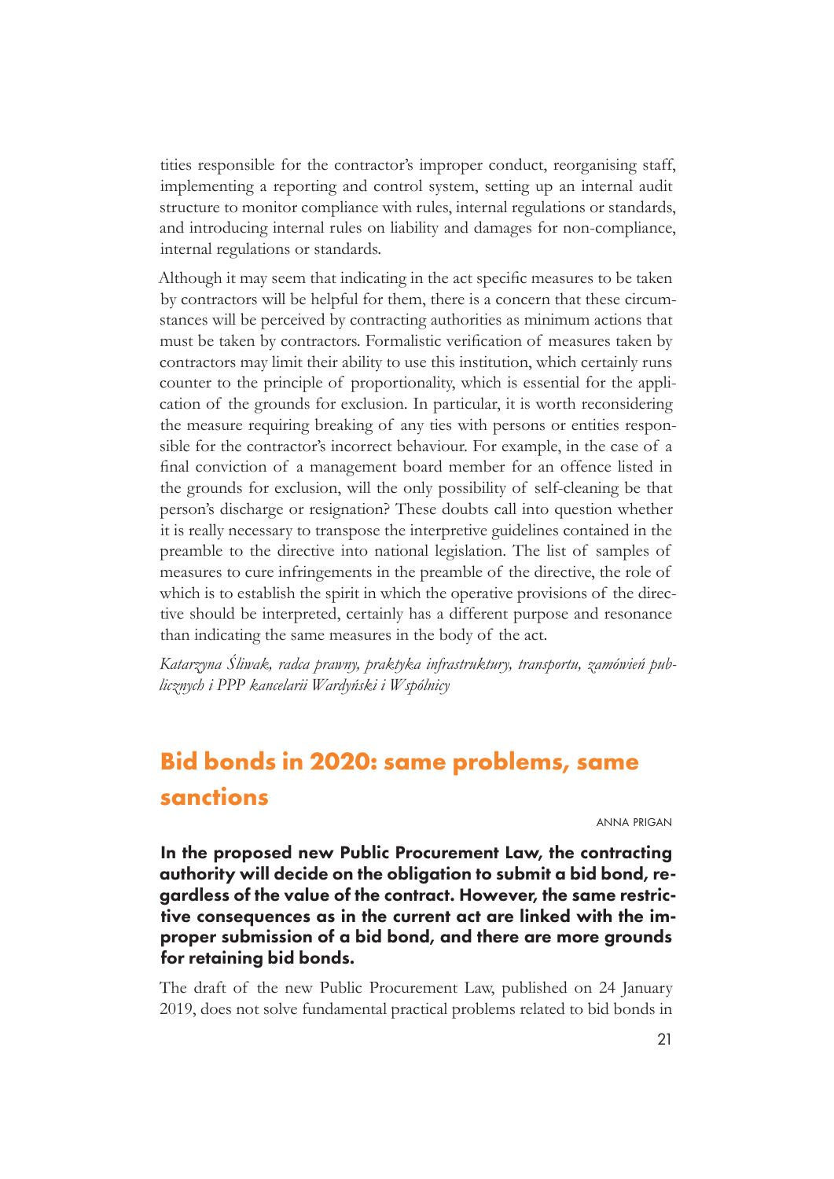tities responsible for the contractor's improper conduct, reorganising staff, implementing a reporting and control system, setting up an internal audit structure to monitor compliance with rules, internal regulations or standards, and introducing internal rules on liability and damages for non-compliance, internal regulations or standards.

Although it may seem that indicating in the act specific measures to be taken by contractors will be helpful for them, there is a concern that these circumstances will be perceived by contracting authorities as minimum actions that must be taken by contractors. Formalistic verification of measures taken by contractors may limit their ability to use this institution, which certainly runs counter to the principle of proportionality, which is essential for the application of the grounds for exclusion. In particular, it is worth reconsidering the measure requiring breaking of any ties with persons or entities responsible for the contractor's incorrect behaviour. For example, in the case of a final conviction of a management board member for an offence listed in the grounds for exclusion, will the only possibility of self-cleaning be that person's discharge or resignation? These doubts call into question whether it is really necessary to transpose the interpretive guidelines contained in the preamble to the directive into national legislation. The list of samples of measures to cure infringements in the preamble of the directive, the role of which is to establish the spirit in which the operative provisions of the directive should be interpreted, certainly has a different purpose and resonance than indicating the same measures in the body of the act.

*Katarzyna Śliwak, radca prawny, praktyka infrastruktury, transportu, zamówień publicznych i PPP kancelarii Wardyński i Wspólnicy*

## Bid bonds in 2020: same problems, same sanctions

ANNA PRIGAN

**In the proposed new Public Procurement Law, the contracting authority will decide on the obligation to submit a bid bond, regardless of the value of the contract. However, the same restrictive consequences as in the current act are linked with the improper submission of a bid bond, and there are more grounds for retaining bid bonds.**

The draft of the new Public Procurement Law, published on 24 January 2019, does not solve fundamental practical problems related to bid bonds in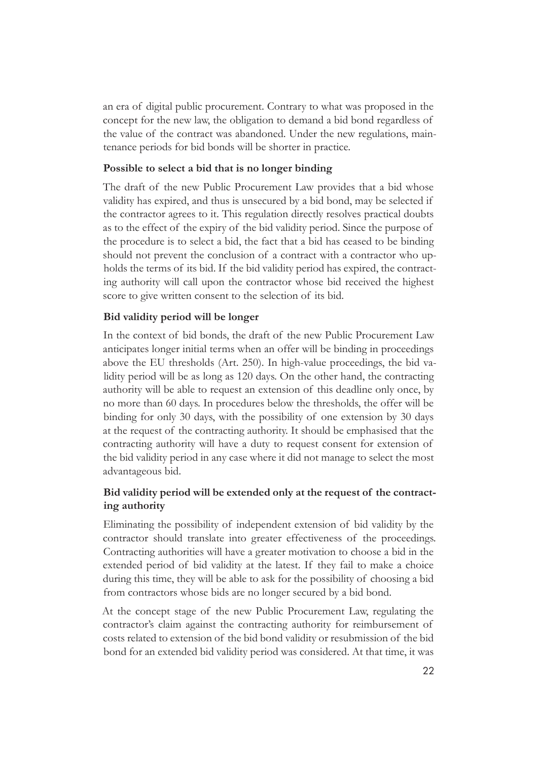an era of digital public procurement. Contrary to what was proposed in the concept for the new law, the obligation to demand a bid bond regardless of the value of the contract was abandoned. Under the new regulations, maintenance periods for bid bonds will be shorter in practice.

**Possible to select a bid that is no longer binding**

The draft of the new Public Procurement Law provides that a bid whose validity has expired, and thus is unsecured by a bid bond, may be selected if the contractor agrees to it. This regulation directly resolves practical doubts as to the effect of the expiry of the bid validity period. Since the purpose of the procedure is to select a bid, the fact that a bid has ceased to be binding should not prevent the conclusion of a contract with a contractor who upholds the terms of its bid. If the bid validity period has expired, the contracting authority will call upon the contractor whose bid received the highest score to give written consent to the selection of its bid.

**Bid validity period will be longer**

In the context of bid bonds, the draft of the new Public Procurement Law anticipates longer initial terms when an offer will be binding in proceedings above the EU thresholds (Art. 250). In high-value proceedings, the bid validity period will be as long as 120 days. On the other hand, the contracting authority will be able to request an extension of this deadline only once, by no more than 60 days. In procedures below the thresholds, the offer will be binding for only 30 days, with the possibility of one extension by 30 days at the request of the contracting authority. It should be emphasised that the contracting authority will have a duty to request consent for extension of the bid validity period in any case where it did not manage to select the most advantageous bid.

**Bid validity period will be extended only at the request of the contracting authority**

Eliminating the possibility of independent extension of bid validity by the contractor should translate into greater effectiveness of the proceedings. Contracting authorities will have a greater motivation to choose a bid in the extended period of bid validity at the latest. If they fail to make a choice during this time, they will be able to ask for the possibility of choosing a bid from contractors whose bids are no longer secured by a bid bond.

At the concept stage of the new Public Procurement Law, regulating the contractor's claim against the contracting authority for reimbursement of costs related to extension of the bid bond validity or resubmission of the bid bond for an extended bid validity period was considered. At that time, it was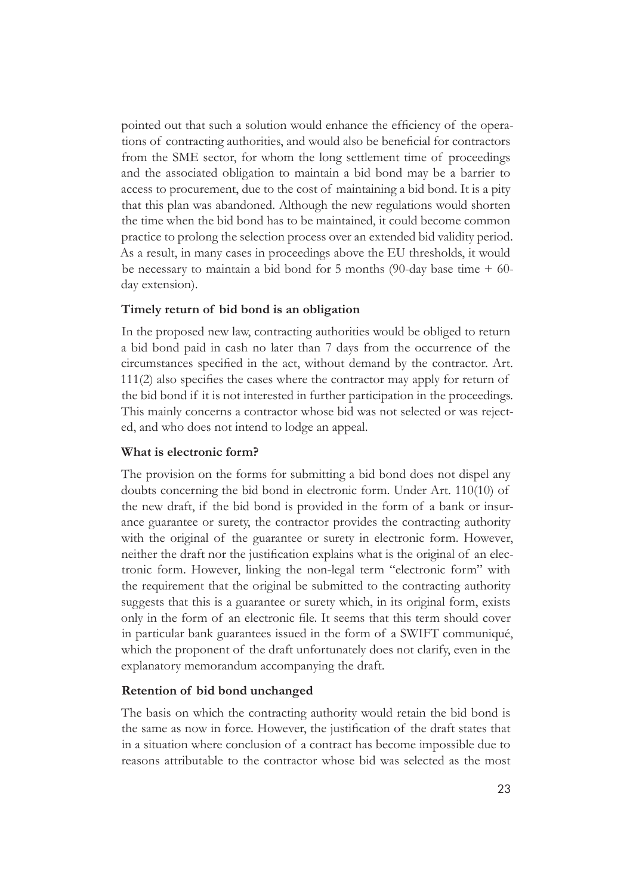pointed out that such a solution would enhance the efficiency of the operations of contracting authorities, and would also be beneficial for contractors from the SME sector, for whom the long settlement time of proceedings and the associated obligation to maintain a bid bond may be a barrier to access to procurement, due to the cost of maintaining a bid bond. It is a pity that this plan was abandoned. Although the new regulations would shorten the time when the bid bond has to be maintained, it could become common practice to prolong the selection process over an extended bid validity period. As a result, in many cases in proceedings above the EU thresholds, it would be necessary to maintain a bid bond for 5 months (90-day base time + 60-day extension).

### Timely return of bid bond is an obligation

In the proposed new law, contracting authorities would be obliged to return a bid bond paid in cash no later than 7 days from the occurrence of the circumstances specified in the act, without demand by the contractor. Art. 111(2) also specifies the cases where the contractor may apply for return of the bid bond if it is not interested in further participation in the proceedings. This mainly concerns a contractor whose bid was not selected or was rejected, and who does not intend to lodge an appeal.

### What is electronic form?

The provision on the forms for submitting a bid bond does not dispel any doubts concerning the bid bond in electronic form. Under Art. 110(10) of the new draft, if the bid bond is provided in the form of a bank or insurance guarantee or surety, the contractor provides the contracting authority with the original of the guarantee or surety in electronic form. However, neither the draft nor the justification explains what is the original of an electronic form. However, linking the non-legal term "electronic form" with the requirement that the original be submitted to the contracting authority suggests that this is a guarantee or surety which, in its original form, exists only in the form of an electronic file. It seems that this term should cover in particular bank guarantees issued in the form of a SWIFT communiqué, which the proponent of the draft unfortunately does not clarify, even in the explanatory memorandum accompanying the draft.

### Retention of bid bond unchanged

The basis on which the contracting authority would retain the bid bond is the same as now in force. However, the justification of the draft states that in a situation where conclusion of a contract has become impossible due to reasons attributable to the contractor whose bid was selected as the most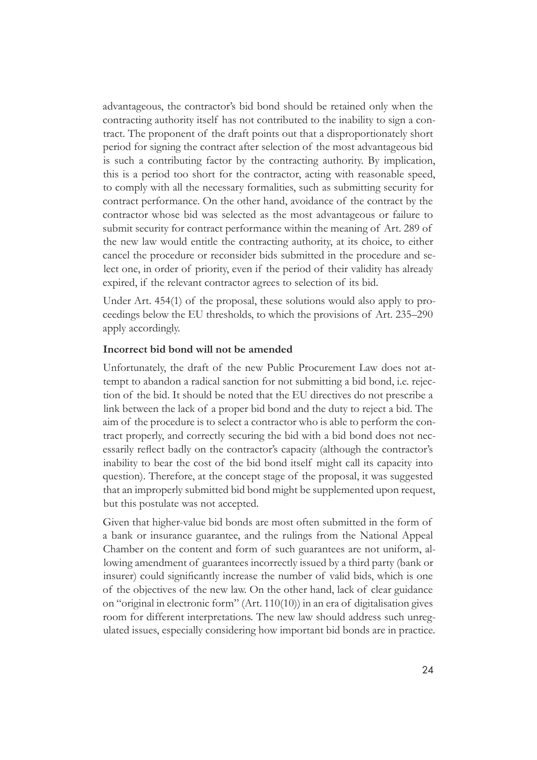advantageous, the contractor's bid bond should be retained only when the contracting authority itself has not contributed to the inability to sign a contract. The proponent of the draft points out that a disproportionately short period for signing the contract after selection of the most advantageous bid is such a contributing factor by the contracting authority. By implication, this is a period too short for the contractor, acting with reasonable speed, to comply with all the necessary formalities, such as submitting security for contract performance. On the other hand, avoidance of the contract by the contractor whose bid was selected as the most advantageous or failure to submit security for contract performance within the meaning of Art. 289 of the new law would entitle the contracting authority, at its choice, to either cancel the procedure or reconsider bids submitted in the procedure and select one, in order of priority, even if the period of their validity has already expired, if the relevant contractor agrees to selection of its bid.

Under Art. 454(1) of the proposal, these solutions would also apply to proceedings below the EU thresholds, to which the provisions of Art. 235–290 apply accordingly.

**Incorrect bid bond will not be amended**

Unfortunately, the draft of the new Public Procurement Law does not attempt to abandon a radical sanction for not submitting a bid bond, i.e. rejection of the bid. It should be noted that the EU directives do not prescribe a link between the lack of a proper bid bond and the duty to reject a bid. The aim of the procedure is to select a contractor who is able to perform the contract properly, and correctly securing the bid with a bid bond does not necessarily reflect badly on the contractor's capacity (although the contractor's inability to bear the cost of the bid bond itself might call its capacity into question). Therefore, at the concept stage of the proposal, it was suggested that an improperly submitted bid bond might be supplemented upon request, but this postulate was not accepted.

Given that higher-value bid bonds are most often submitted in the form of a bank or insurance guarantee, and the rulings from the National Appeal Chamber on the content and form of such guarantees are not uniform, allowing amendment of guarantees incorrectly issued by a third party (bank or insurer) could significantly increase the number of valid bids, which is one of the objectives of the new law. On the other hand, lack of clear guidance on "original in electronic form" (Art. 110(10)) in an era of digitalisation gives room for different interpretations. The new law should address such unregulated issues, especially considering how important bid bonds are in practice.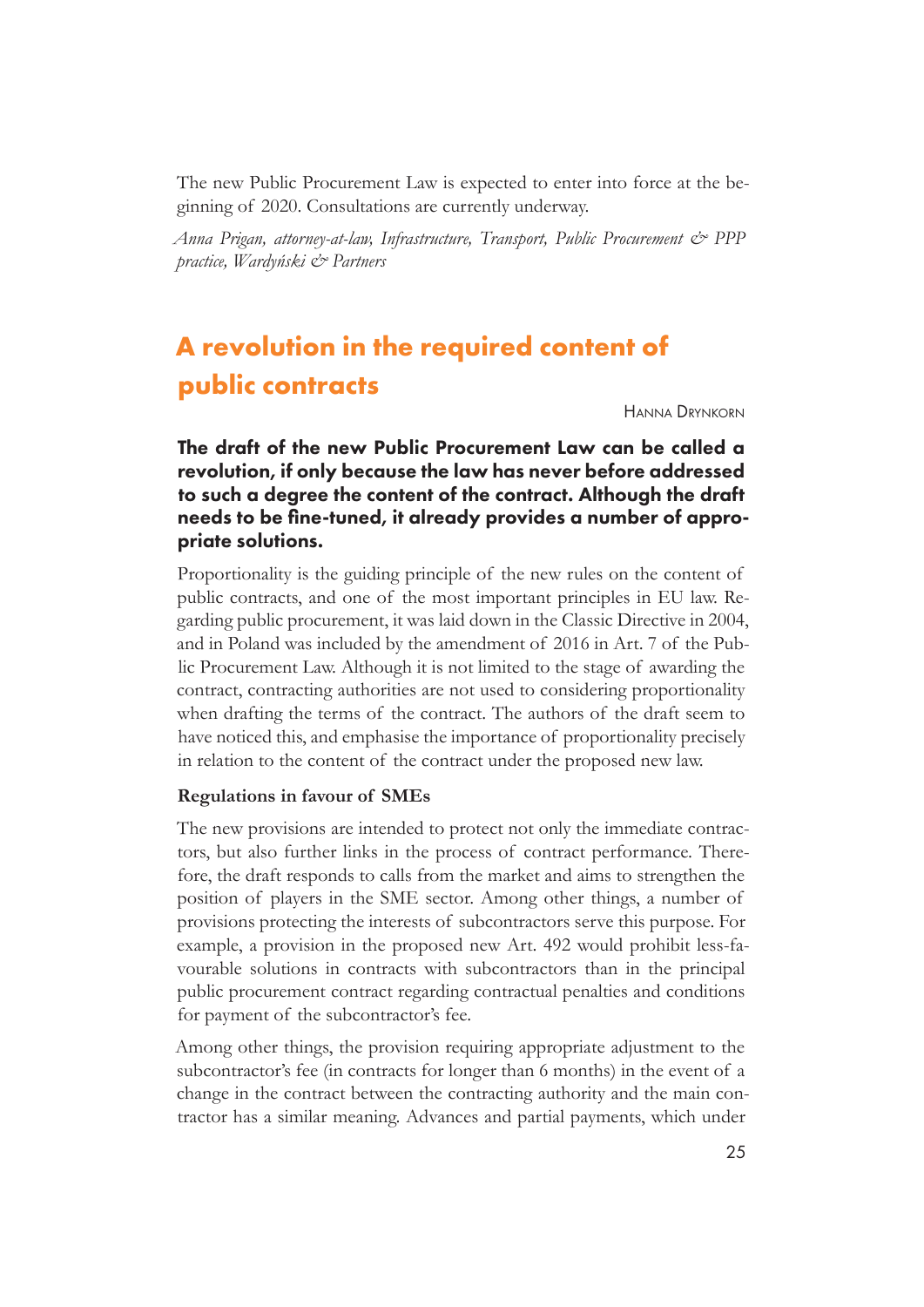The new Public Procurement Law is expected to enter into force at the beginning of 2020. Consultations are currently underway.

*Anna Prigan, attorney-at-law, Infrastructure, Transport, Public Procurement & PPP practice, Wardyński & Partners*

## A revolution in the required content of public contracts

Hanna Drynkorn

**The draft of the new Public Procurement Law can be called a revolution, if only because the law has never before addressed to such a degree the content of the contract. Although the draft needs to be fine-tuned, it already provides a number of appropriate solutions.**

Proportionality is the guiding principle of the new rules on the content of public contracts, and one of the most important principles in EU law. Regarding public procurement, it was laid down in the Classic Directive in 2004, and in Poland was included by the amendment of 2016 in Art. 7 of the Public Procurement Law. Although it is not limited to the stage of awarding the contract, contracting authorities are not used to considering proportionality when drafting the terms of the contract. The authors of the draft seem to have noticed this, and emphasise the importance of proportionality precisely in relation to the content of the contract under the proposed new law.

### Regulations in favour of SMEs

The new provisions are intended to protect not only the immediate contractors, but also further links in the process of contract performance. Therefore, the draft responds to calls from the market and aims to strengthen the position of players in the SME sector. Among other things, a number of provisions protecting the interests of subcontractors serve this purpose. For example, a provision in the proposed new Art. 492 would prohibit less-favourable solutions in contracts with subcontractors than in the principal public procurement contract regarding contractual penalties and conditions for payment of the subcontractor's fee.

Among other things, the provision requiring appropriate adjustment to the subcontractor's fee (in contracts for longer than 6 months) in the event of a change in the contract between the contracting authority and the main contractor has a similar meaning. Advances and partial payments, which under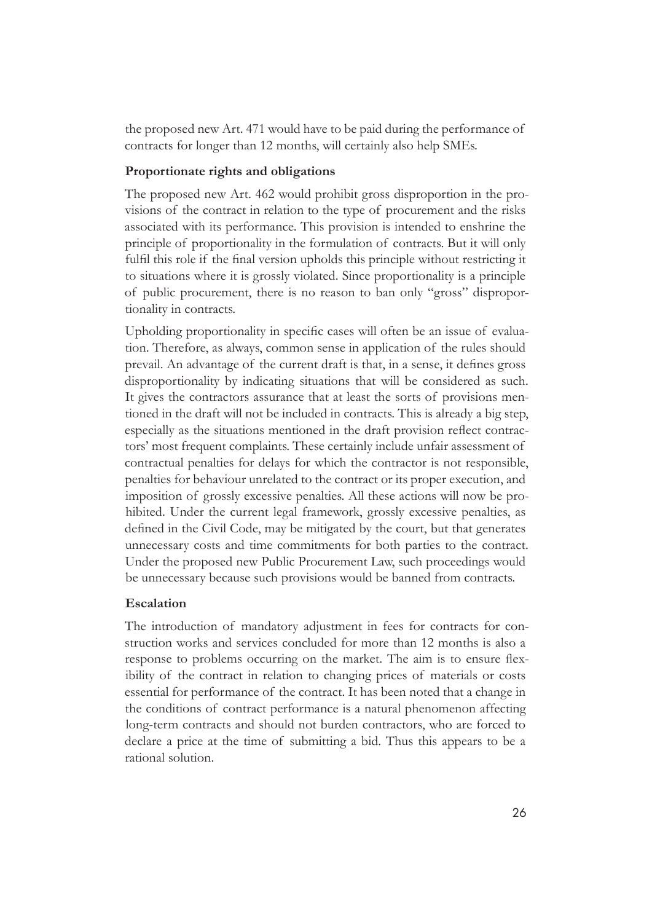the proposed new Art. 471 would have to be paid during the performance of contracts for longer than 12 months, will certainly also help SMEs.

### Proportionate rights and obligations

The proposed new Art. 462 would prohibit gross disproportion in the provisions of the contract in relation to the type of procurement and the risks associated with its performance. This provision is intended to enshrine the principle of proportionality in the formulation of contracts. But it will only fulfil this role if the final version upholds this principle without restricting it to situations where it is grossly violated. Since proportionality is a principle of public procurement, there is no reason to ban only "gross" disproportionality in contracts.

Upholding proportionality in specific cases will often be an issue of evaluation. Therefore, as always, common sense in application of the rules should prevail. An advantage of the current draft is that, in a sense, it defines gross disproportionality by indicating situations that will be considered as such. It gives the contractors assurance that at least the sorts of provisions mentioned in the draft will not be included in contracts. This is already a big step, especially as the situations mentioned in the draft provision reflect contractors' most frequent complaints. These certainly include unfair assessment of contractual penalties for delays for which the contractor is not responsible, penalties for behaviour unrelated to the contract or its proper execution, and imposition of grossly excessive penalties. All these actions will now be prohibited. Under the current legal framework, grossly excessive penalties, as defined in the Civil Code, may be mitigated by the court, but that generates unnecessary costs and time commitments for both parties to the contract. Under the proposed new Public Procurement Law, such proceedings would be unnecessary because such provisions would be banned from contracts.

### Escalation

The introduction of mandatory adjustment in fees for contracts for construction works and services concluded for more than 12 months is also a response to problems occurring on the market. The aim is to ensure flexibility of the contract in relation to changing prices of materials or costs essential for performance of the contract. It has been noted that a change in the conditions of contract performance is a natural phenomenon affecting long-term contracts and should not burden contractors, who are forced to declare a price at the time of submitting a bid. Thus this appears to be a rational solution.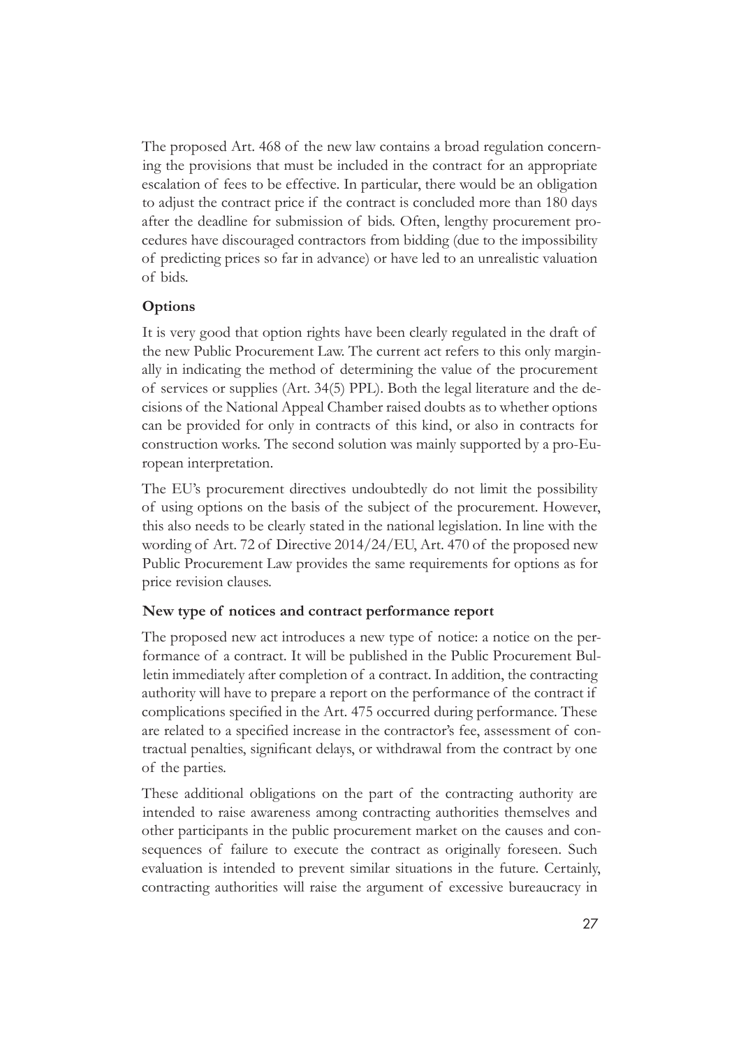The proposed Art. 468 of the new law contains a broad regulation concerning the provisions that must be included in the contract for an appropriate escalation of fees to be effective. In particular, there would be an obligation to adjust the contract price if the contract is concluded more than 180 days after the deadline for submission of bids. Often, lengthy procurement procedures have discouraged contractors from bidding (due to the impossibility of predicting prices so far in advance) or have led to an unrealistic valuation of bids.

**Options**

It is very good that option rights have been clearly regulated in the draft of the new Public Procurement Law. The current act refers to this only marginally in indicating the method of determining the value of the procurement of services or supplies (Art. 34(5) PPL). Both the legal literature and the decisions of the National Appeal Chamber raised doubts as to whether options can be provided for only in contracts of this kind, or also in contracts for construction works. The second solution was mainly supported by a pro-European interpretation.

The EU's procurement directives undoubtedly do not limit the possibility of using options on the basis of the subject of the procurement. However, this also needs to be clearly stated in the national legislation. In line with the wording of Art. 72 of Directive 2014/24/EU, Art. 470 of the proposed new Public Procurement Law provides the same requirements for options as for price revision clauses.

**New type of notices and contract performance report**

The proposed new act introduces a new type of notice: a notice on the performance of a contract. It will be published in the Public Procurement Bulletin immediately after completion of a contract. In addition, the contracting authority will have to prepare a report on the performance of the contract if complications specified in the Art. 475 occurred during performance. These are related to a specified increase in the contractor's fee, assessment of contractual penalties, significant delays, or withdrawal from the contract by one of the parties.

These additional obligations on the part of the contracting authority are intended to raise awareness among contracting authorities themselves and other participants in the public procurement market on the causes and consequences of failure to execute the contract as originally foreseen. Such evaluation is intended to prevent similar situations in the future. Certainly, contracting authorities will raise the argument of excessive bureaucracy in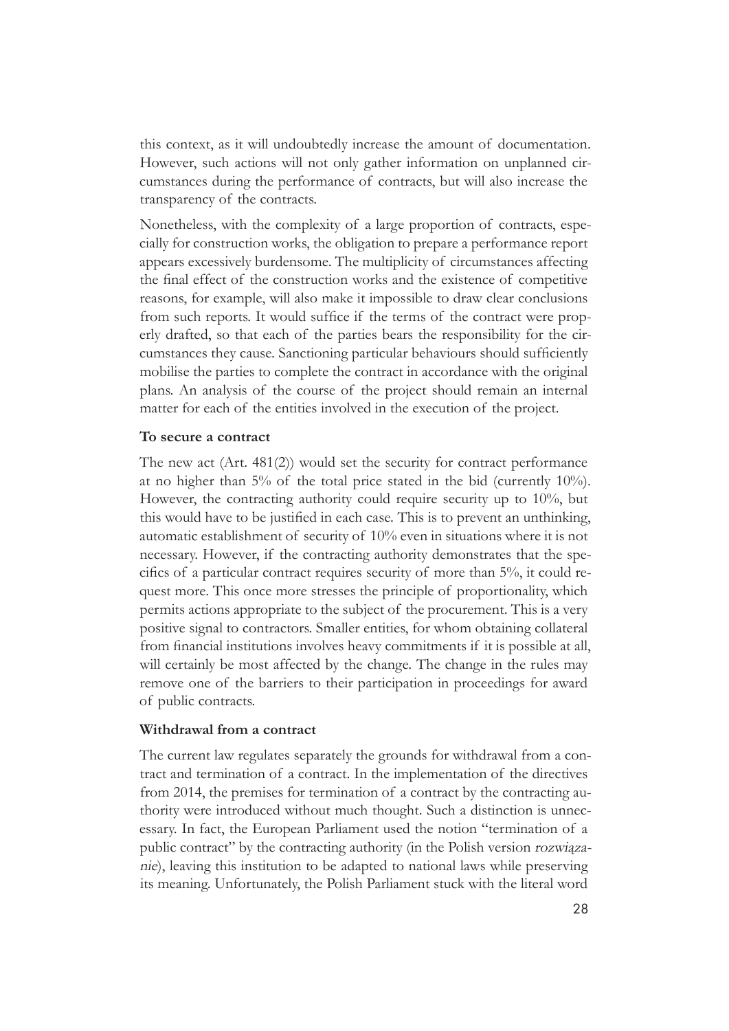this context, as it will undoubtedly increase the amount of documentation. However, such actions will not only gather information on unplanned circumstances during the performance of contracts, but will also increase the transparency of the contracts.

Nonetheless, with the complexity of a large proportion of contracts, especially for construction works, the obligation to prepare a performance report appears excessively burdensome. The multiplicity of circumstances affecting the final effect of the construction works and the existence of competitive reasons, for example, will also make it impossible to draw clear conclusions from such reports. It would suffice if the terms of the contract were properly drafted, so that each of the parties bears the responsibility for the circumstances they cause. Sanctioning particular behaviours should sufficiently mobilise the parties to complete the contract in accordance with the original plans. An analysis of the course of the project should remain an internal matter for each of the entities involved in the execution of the project.

**To secure a contract**

The new act (Art. 481(2)) would set the security for contract performance at no higher than 5% of the total price stated in the bid (currently 10%). However, the contracting authority could require security up to 10%, but this would have to be justified in each case. This is to prevent an unthinking, automatic establishment of security of 10% even in situations where it is not necessary. However, if the contracting authority demonstrates that the specifics of a particular contract requires security of more than 5%, it could request more. This once more stresses the principle of proportionality, which permits actions appropriate to the subject of the procurement. This is a very positive signal to contractors. Smaller entities, for whom obtaining collateral from financial institutions involves heavy commitments if it is possible at all, will certainly be most affected by the change. The change in the rules may remove one of the barriers to their participation in proceedings for award of public contracts.

**Withdrawal from a contract**

The current law regulates separately the grounds for withdrawal from a contract and termination of a contract. In the implementation of the directives from 2014, the premises for termination of a contract by the contracting authority were introduced without much thought. Such a distinction is unnecessary. In fact, the European Parliament used the notion "termination of a public contract" by the contracting authority (in the Polish version *rozwiązanie*), leaving this institution to be adapted to national laws while preserving its meaning. Unfortunately, the Polish Parliament stuck with the literal word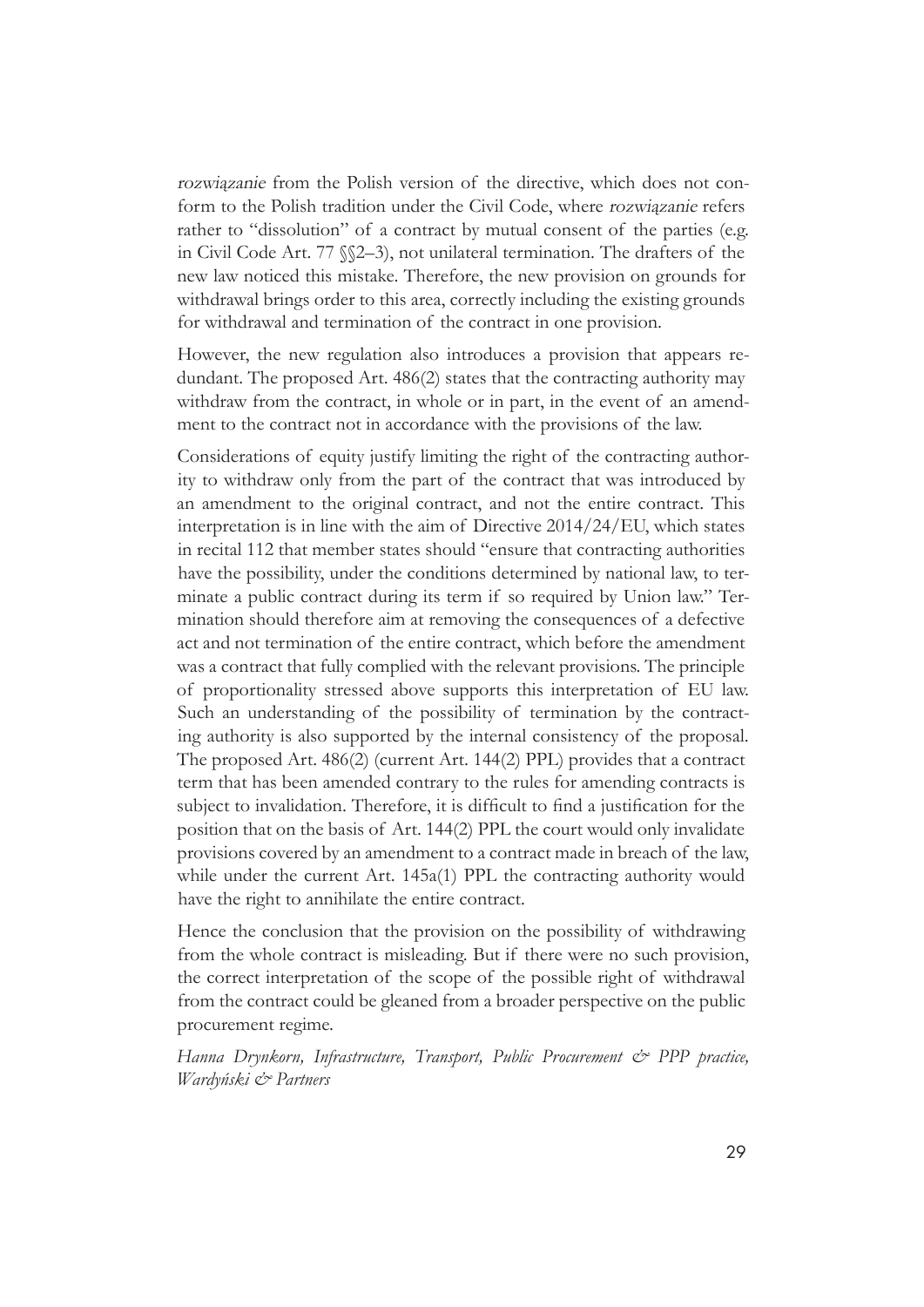*rozwiązanie* from the Polish version of the directive, which does not conform to the Polish tradition under the Civil Code, where *rozwiązanie* refers rather to "dissolution" of a contract by mutual consent of the parties (e.g. in Civil Code Art. 77 §§2–3), not unilateral termination. The drafters of the new law noticed this mistake. Therefore, the new provision on grounds for withdrawal brings order to this area, correctly including the existing grounds for withdrawal and termination of the contract in one provision.

However, the new regulation also introduces a provision that appears redundant. The proposed Art. 486(2) states that the contracting authority may withdraw from the contract, in whole or in part, in the event of an amendment to the contract not in accordance with the provisions of the law.

Considerations of equity justify limiting the right of the contracting authority to withdraw only from the part of the contract that was introduced by an amendment to the original contract, and not the entire contract. This interpretation is in line with the aim of Directive 2014/24/EU, which states in recital 112 that member states should "ensure that contracting authorities have the possibility, under the conditions determined by national law, to terminate a public contract during its term if so required by Union law." Termination should therefore aim at removing the consequences of a defective act and not termination of the entire contract, which before the amendment was a contract that fully complied with the relevant provisions. The principle of proportionality stressed above supports this interpretation of EU law. Such an understanding of the possibility of termination by the contracting authority is also supported by the internal consistency of the proposal. The proposed Art. 486(2) (current Art. 144(2) PPL) provides that a contract term that has been amended contrary to the rules for amending contracts is subject to invalidation. Therefore, it is difficult to find a justification for the position that on the basis of Art. 144(2) PPL the court would only invalidate provisions covered by an amendment to a contract made in breach of the law, while under the current Art. 145a(1) PPL the contracting authority would have the right to annihilate the entire contract.

Hence the conclusion that the provision on the possibility of withdrawing from the whole contract is misleading. But if there were no such provision, the correct interpretation of the scope of the possible right of withdrawal from the contract could be gleaned from a broader perspective on the public procurement regime.

*Hanna Drynkorn, Infrastructure, Transport, Public Procurement & PPP practice, Wardyński & Partners*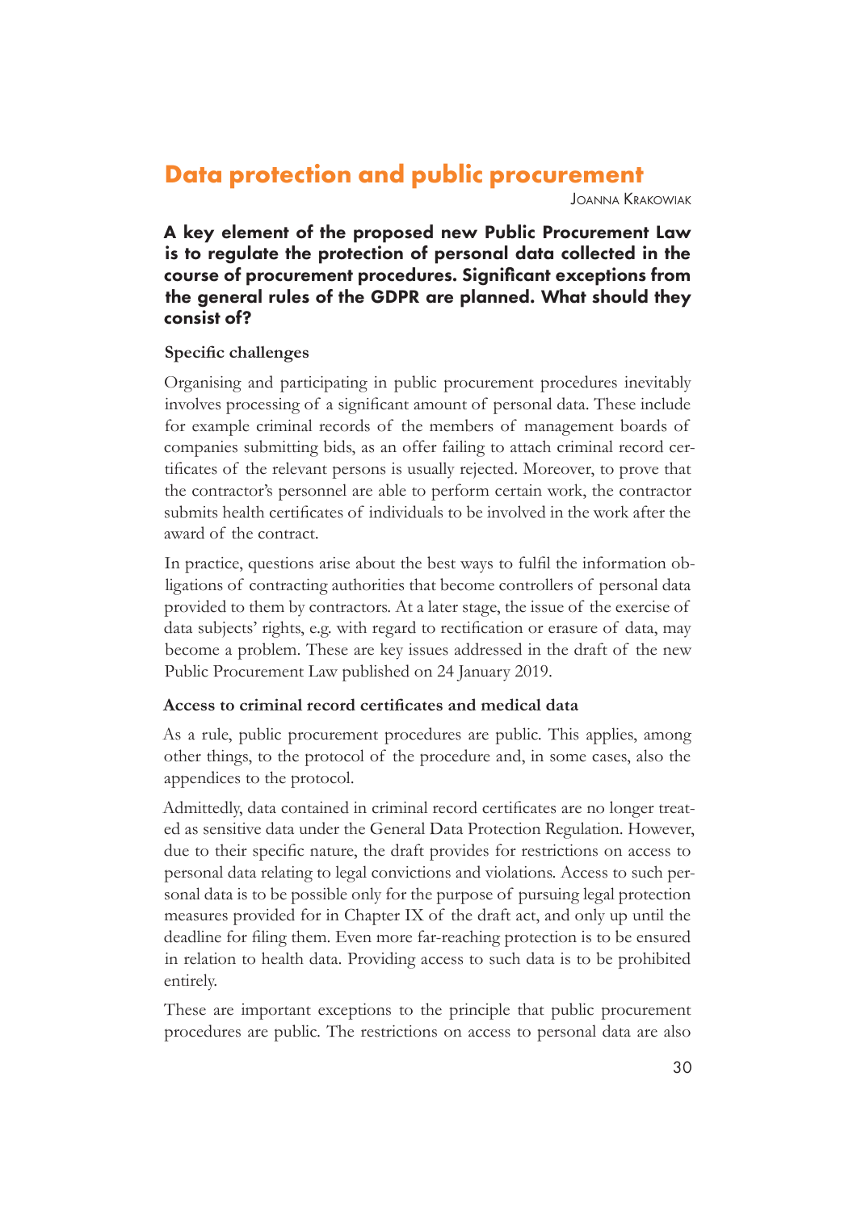# Data protection and public procurement

Joanna Krakowiak

**A key element of the proposed new Public Procurement Law is to regulate the protection of personal data collected in the course of procurement procedures. Significant exceptions from the general rules of the GDPR are planned. What should they consist of?**

## Specific challenges

Organising and participating in public procurement procedures inevitably involves processing of a significant amount of personal data. These include for example criminal records of the members of management boards of companies submitting bids, as an offer failing to attach criminal record certificates of the relevant persons is usually rejected. Moreover, to prove that the contractor's personnel are able to perform certain work, the contractor submits health certificates of individuals to be involved in the work after the award of the contract.

In practice, questions arise about the best ways to fulfil the information obligations of contracting authorities that become controllers of personal data provided to them by contractors. At a later stage, the issue of the exercise of data subjects' rights, e.g. with regard to rectification or erasure of data, may become a problem. These are key issues addressed in the draft of the new Public Procurement Law published on 24 January 2019.

## Access to criminal record certificates and medical data

As a rule, public procurement procedures are public. This applies, among other things, to the protocol of the procedure and, in some cases, also the appendices to the protocol.

Admittedly, data contained in criminal record certificates are no longer treated as sensitive data under the General Data Protection Regulation. However, due to their specific nature, the draft provides for restrictions on access to personal data relating to legal convictions and violations. Access to such personal data is to be possible only for the purpose of pursuing legal protection measures provided for in Chapter IX of the draft act, and only up until the deadline for filing them. Even more far-reaching protection is to be ensured in relation to health data. Providing access to such data is to be prohibited entirely.

These are important exceptions to the principle that public procurement procedures are public. The restrictions on access to personal data are also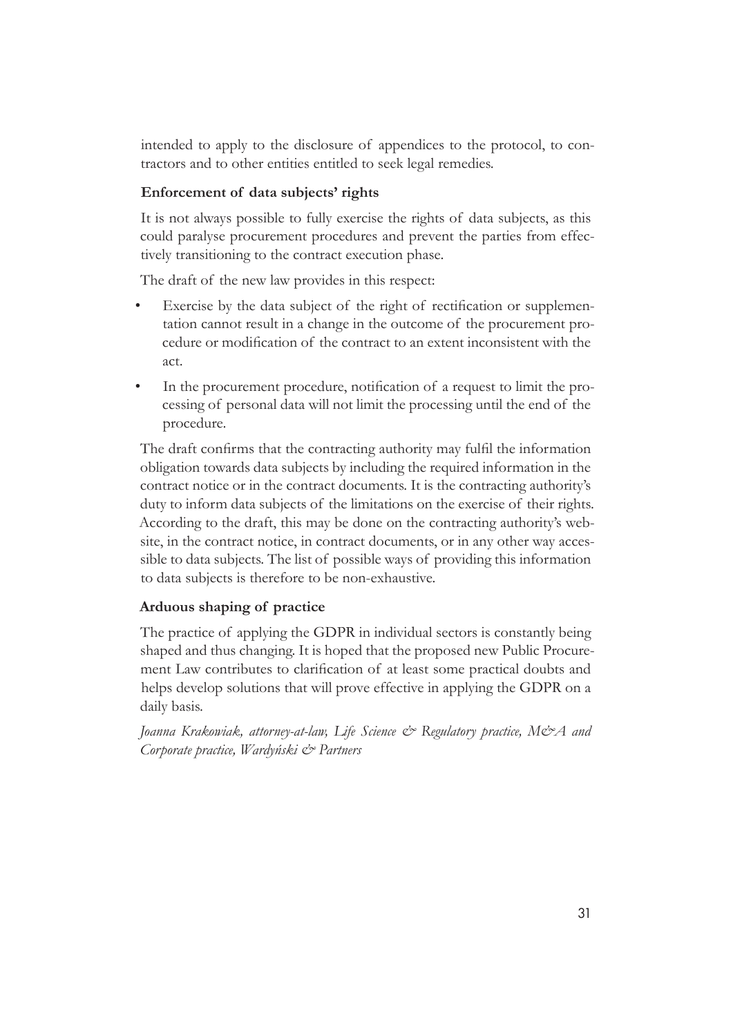intended to apply to the disclosure of appendices to the protocol, to contractors and to other entities entitled to seek legal remedies.

### Enforcement of data subjects' rights

It is not always possible to fully exercise the rights of data subjects, as this could paralyse procurement procedures and prevent the parties from effectively transitioning to the contract execution phase.

The draft of the new law provides in this respect:

- Exercise by the data subject of the right of rectification or supplementation cannot result in a change in the outcome of the procurement procedure or modification of the contract to an extent inconsistent with the act.
- In the procurement procedure, notification of a request to limit the processing of personal data will not limit the processing until the end of the procedure.

The draft confirms that the contracting authority may fulfil the information obligation towards data subjects by including the required information in the contract notice or in the contract documents. It is the contracting authority's duty to inform data subjects of the limitations on the exercise of their rights. According to the draft, this may be done on the contracting authority's website, in the contract notice, in contract documents, or in any other way accessible to data subjects. The list of possible ways of providing this information to data subjects is therefore to be non-exhaustive.

### Arduous shaping of practice

The practice of applying the GDPR in individual sectors is constantly being shaped and thus changing. It is hoped that the proposed new Public Procurement Law contributes to clarification of at least some practical doubts and helps develop solutions that will prove effective in applying the GDPR on a daily basis.

*Joanna Krakowiak, attorney-at-law, Life Science & Regulatory practice, M&A and Corporate practice, Wardyński & Partners*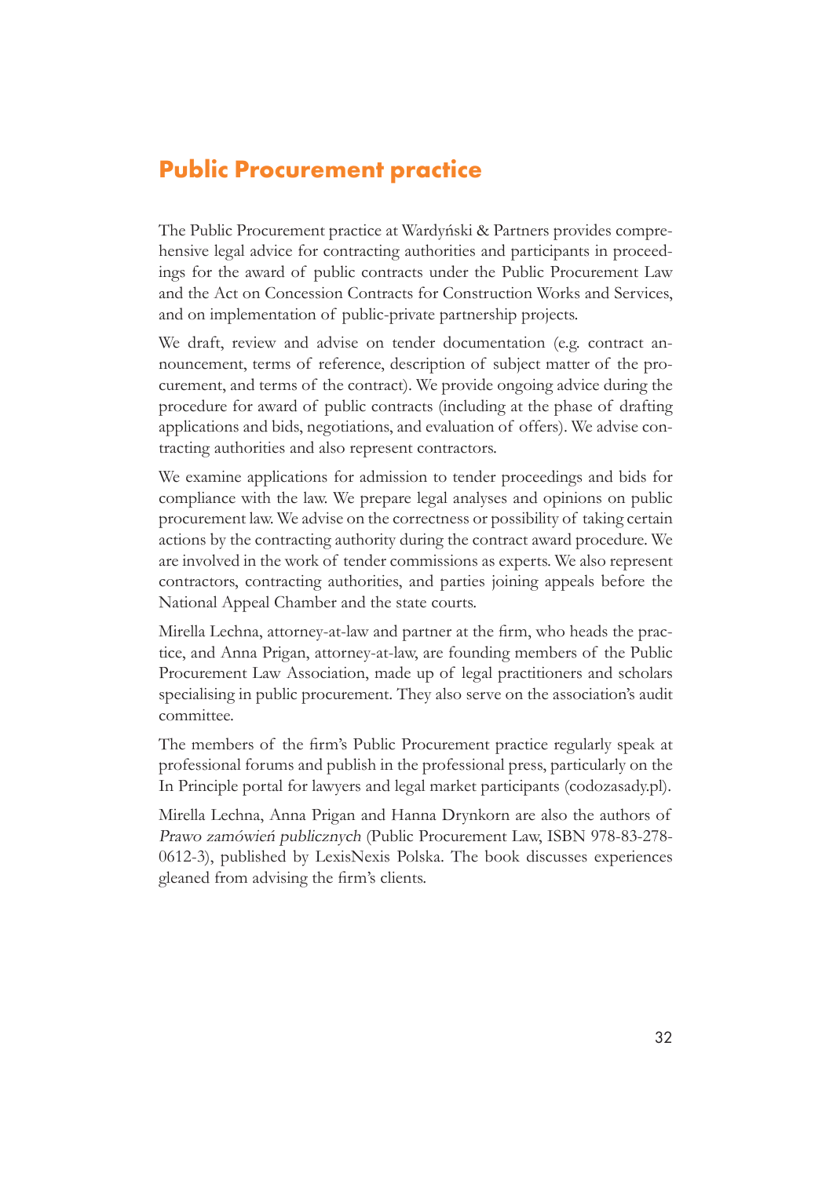## Public Procurement practice

The Public Procurement practice at Wardyński & Partners provides comprehensive legal advice for contracting authorities and participants in proceedings for the award of public contracts under the Public Procurement Law and the Act on Concession Contracts for Construction Works and Services, and on implementation of public-private partnership projects.

We draft, review and advise on tender documentation (e.g. contract announcement, terms of reference, description of subject matter of the procurement, and terms of the contract). We provide ongoing advice during the procedure for award of public contracts (including at the phase of drafting applications and bids, negotiations, and evaluation of offers). We advise contracting authorities and also represent contractors.

We examine applications for admission to tender proceedings and bids for compliance with the law. We prepare legal analyses and opinions on public procurement law. We advise on the correctness or possibility of taking certain actions by the contracting authority during the contract award procedure. We are involved in the work of tender commissions as experts. We also represent contractors, contracting authorities, and parties joining appeals before the National Appeal Chamber and the state courts.

Mirella Lechna, attorney-at-law and partner at the firm, who heads the practice, and Anna Prigan, attorney-at-law, are founding members of the Public Procurement Law Association, made up of legal practitioners and scholars specialising in public procurement. They also serve on the association's audit committee.

The members of the firm's Public Procurement practice regularly speak at professional forums and publish in the professional press, particularly on the In Principle portal for lawyers and legal market participants (codozasady.pl).

Mirella Lechna, Anna Prigan and Hanna Drynkorn are also the authors of *Prawo zamówień publicznych* (Public Procurement Law, ISBN 978-83-278-0612-3), published by LexisNexis Polska. The book discusses experiences gleaned from advising the firm's clients.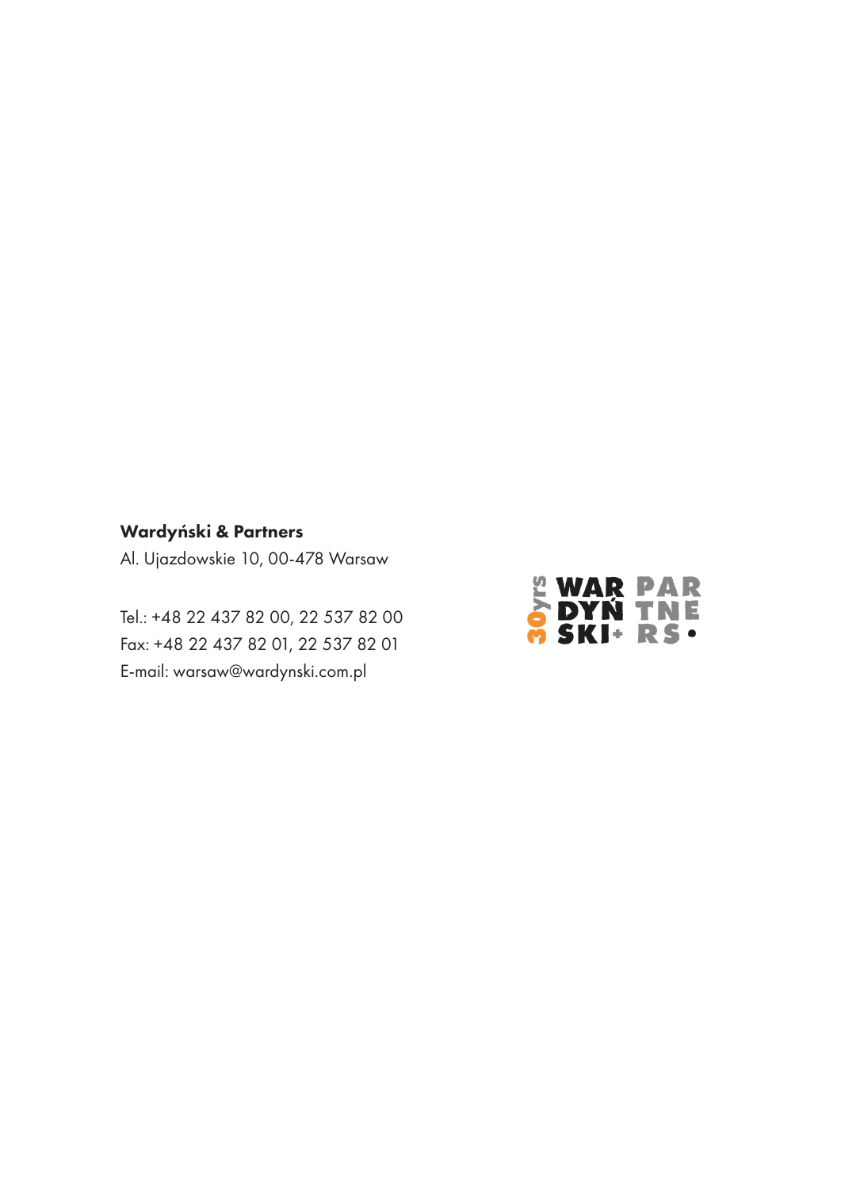**Wardyński & Partners**

Al. Ujazdowskie 10, 00-478 Warsaw

Tel.: +48 22 437 82 00, 22 537 82 00
Fax: +48 22 437 82 01, 22 537 82 01
E-mail: warsaw@wardynski.com.pl